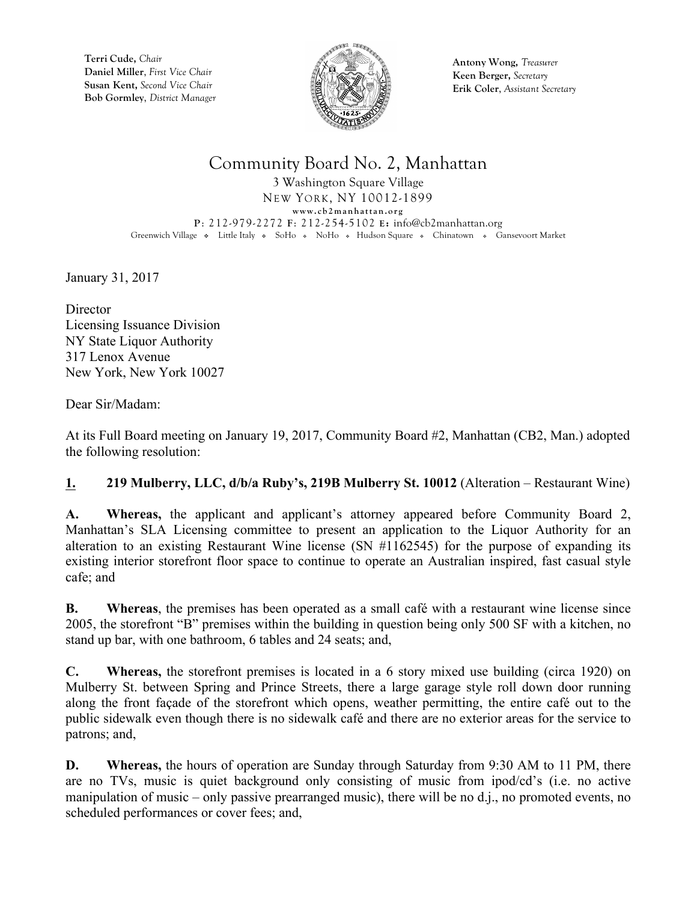**Terri Cude,** *Chair*
**Daniel Miller**, *First Vice Chair*
**Susan Kent,** *Second Vice Chair*
**Bob Gormley**, *District Manager*

**Antony Wong,** *Treasurer*
**Keen Berger,** *Secretary*
**Erik Coler**, *Assistant Secretary*

# Community Board No. 2, Manhattan

3 Washington Square Village
NEW YORK, NY 10012-1899
www.cb2manhattan.org
P: 212-979-2272 F: 212-254-5102 E: info@cb2manhattan.org
Greenwich Village ❖ Little Italy ❖ SoHo ❖ NoHo ❖ Hudson Square ❖ Chinatown ❖ Gansevoort Market

January 31, 2017

Director
Licensing Issuance Division
NY State Liquor Authority
317 Lenox Avenue
New York, New York 10027

Dear Sir/Madam:

At its Full Board meeting on January 19, 2017, Community Board #2, Manhattan (CB2, Man.) adopted the following resolution:

**1. 219 Mulberry, LLC, d/b/a Ruby's, 219B Mulberry St. 10012** (Alteration – Restaurant Wine)

**A. Whereas,** the applicant and applicant's attorney appeared before Community Board 2, Manhattan's SLA Licensing committee to present an application to the Liquor Authority for an alteration to an existing Restaurant Wine license (SN #1162545) for the purpose of expanding its existing interior storefront floor space to continue to operate an Australian inspired, fast casual style cafe; and

**B. Whereas**, the premises has been operated as a small café with a restaurant wine license since 2005, the storefront "B" premises within the building in question being only 500 SF with a kitchen, no stand up bar, with one bathroom, 6 tables and 24 seats; and,

**C. Whereas,** the storefront premises is located in a 6 story mixed use building (circa 1920) on Mulberry St. between Spring and Prince Streets, there a large garage style roll down door running along the front façade of the storefront which opens, weather permitting, the entire café out to the public sidewalk even though there is no sidewalk café and there are no exterior areas for the service to patrons; and,

**D. Whereas,** the hours of operation are Sunday through Saturday from 9:30 AM to 11 PM, there are no TVs, music is quiet background only consisting of music from ipod/cd's (i.e. no active manipulation of music – only passive prearranged music), there will be no d.j., no promoted events, no scheduled performances or cover fees; and,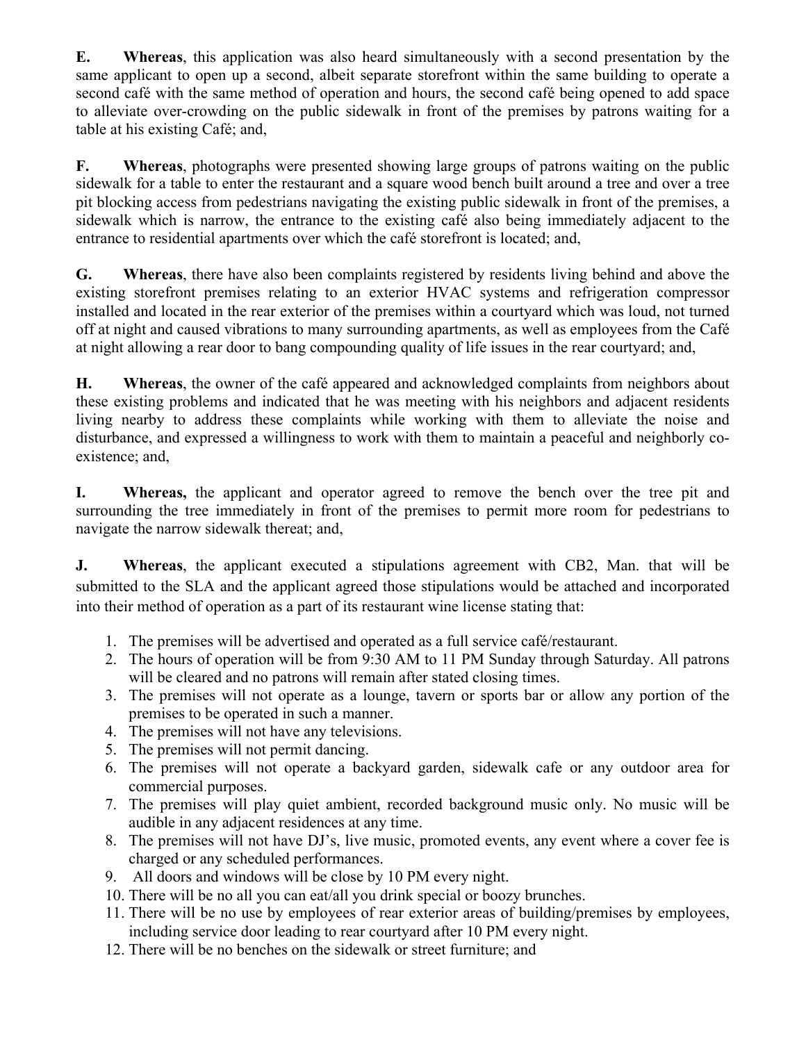**E.** **Whereas**, this application was also heard simultaneously with a second presentation by the same applicant to open up a second, albeit separate storefront within the same building to operate a second café with the same method of operation and hours, the second café being opened to add space to alleviate over-crowding on the public sidewalk in front of the premises by patrons waiting for a table at his existing Café; and,

**F.** **Whereas**, photographs were presented showing large groups of patrons waiting on the public sidewalk for a table to enter the restaurant and a square wood bench built around a tree and over a tree pit blocking access from pedestrians navigating the existing public sidewalk in front of the premises, a sidewalk which is narrow, the entrance to the existing café also being immediately adjacent to the entrance to residential apartments over which the café storefront is located; and,

**G.** **Whereas**, there have also been complaints registered by residents living behind and above the existing storefront premises relating to an exterior HVAC systems and refrigeration compressor installed and located in the rear exterior of the premises within a courtyard which was loud, not turned off at night and caused vibrations to many surrounding apartments, as well as employees from the Café at night allowing a rear door to bang compounding quality of life issues in the rear courtyard; and,

**H.** **Whereas**, the owner of the café appeared and acknowledged complaints from neighbors about these existing problems and indicated that he was meeting with his neighbors and adjacent residents living nearby to address these complaints while working with them to alleviate the noise and disturbance, and expressed a willingness to work with them to maintain a peaceful and neighborly co-existence; and,

**I.** **Whereas,** the applicant and operator agreed to remove the bench over the tree pit and surrounding the tree immediately in front of the premises to permit more room for pedestrians to navigate the narrow sidewalk thereat; and,

**J.** **Whereas**, the applicant executed a stipulations agreement with CB2, Man. that will be submitted to the SLA and the applicant agreed those stipulations would be attached and incorporated into their method of operation as a part of its restaurant wine license stating that:

1. The premises will be advertised and operated as a full service café/restaurant.
2. The hours of operation will be from 9:30 AM to 11 PM Sunday through Saturday. All patrons will be cleared and no patrons will remain after stated closing times.
3. The premises will not operate as a lounge, tavern or sports bar or allow any portion of the premises to be operated in such a manner.
4. The premises will not have any televisions.
5. The premises will not permit dancing.
6. The premises will not operate a backyard garden, sidewalk cafe or any outdoor area for commercial purposes.
7. The premises will play quiet ambient, recorded background music only. No music will be audible in any adjacent residences at any time.
8. The premises will not have DJ's, live music, promoted events, any event where a cover fee is charged or any scheduled performances.
9. All doors and windows will be close by 10 PM every night.
10. There will be no all you can eat/all you drink special or boozy brunches.
11. There will be no use by employees of rear exterior areas of building/premises by employees, including service door leading to rear courtyard after 10 PM every night.
12. There will be no benches on the sidewalk or street furniture; and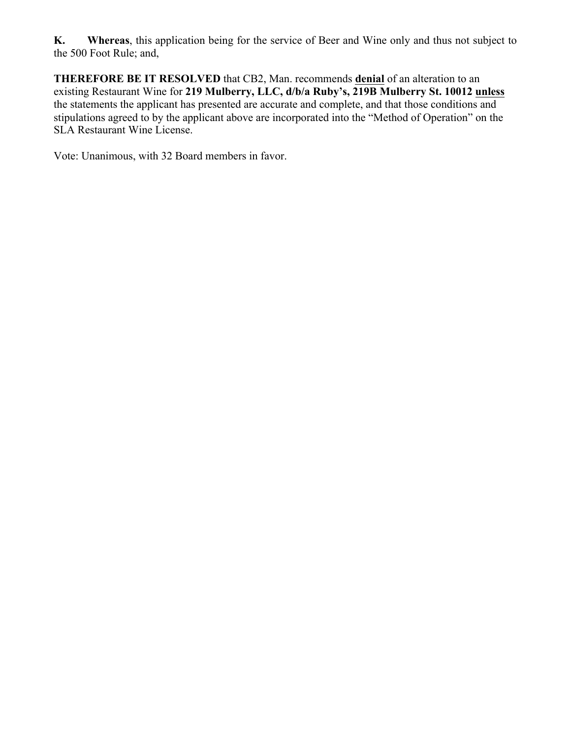**K.** **Whereas**, this application being for the service of Beer and Wine only and thus not subject to the 500 Foot Rule; and,

**THEREFORE BE IT RESOLVED** that CB2, Man. recommends **denial** of an alteration to an existing Restaurant Wine for **219 Mulberry, LLC, d/b/a Ruby's, 219B Mulberry St. 10012** **unless** the statements the applicant has presented are accurate and complete, and that those conditions and stipulations agreed to by the applicant above are incorporated into the "Method of Operation" on the SLA Restaurant Wine License.

Vote: Unanimous, with 32 Board members in favor.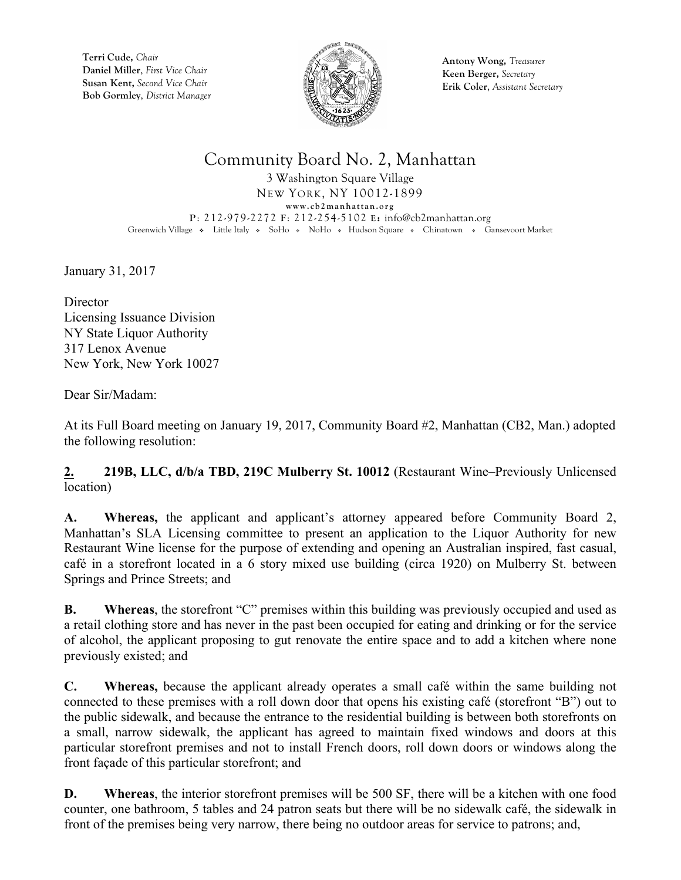Terri Cude, *Chair*
Daniel Miller, *First Vice Chair*
Susan Kent, *Second Vice Chair*
Bob Gormley, *District Manager*

Antony Wong, *Treasurer*
Keen Berger, *Secretary*
Erik Coler, *Assistant Secretary*

# Community Board No. 2, Manhattan

3 Washington Square Village
NEW YORK, NY 10012-1899
www.cb2manhattan.org
P: 212-979-2272 F: 212-254-5102 E: info@cb2manhattan.org
Greenwich Village ❖ Little Italy ❖ SoHo ❖ NoHo ❖ Hudson Square ❖ Chinatown ❖ Gansevoort Market

January 31, 2017

Director
Licensing Issuance Division
NY State Liquor Authority
317 Lenox Avenue
New York, New York 10027

Dear Sir/Madam:

At its Full Board meeting on January 19, 2017, Community Board #2, Manhattan (CB2, Man.) adopted the following resolution:

**2. 219B, LLC, d/b/a TBD, 219C Mulberry St. 10012** (Restaurant Wine–Previously Unlicensed location)

**A. Whereas,** the applicant and applicant's attorney appeared before Community Board 2, Manhattan's SLA Licensing committee to present an application to the Liquor Authority for new Restaurant Wine license for the purpose of extending and opening an Australian inspired, fast casual, café in a storefront located in a 6 story mixed use building (circa 1920) on Mulberry St. between Springs and Prince Streets; and

**B. Whereas**, the storefront "C" premises within this building was previously occupied and used as a retail clothing store and has never in the past been occupied for eating and drinking or for the service of alcohol, the applicant proposing to gut renovate the entire space and to add a kitchen where none previously existed; and

**C. Whereas,** because the applicant already operates a small café within the same building not connected to these premises with a roll down door that opens his existing café (storefront "B") out to the public sidewalk, and because the entrance to the residential building is between both storefronts on a small, narrow sidewalk, the applicant has agreed to maintain fixed windows and doors at this particular storefront premises and not to install French doors, roll down doors or windows along the front façade of this particular storefront; and

**D. Whereas**, the interior storefront premises will be 500 SF, there will be a kitchen with one food counter, one bathroom, 5 tables and 24 patron seats but there will be no sidewalk café, the sidewalk in front of the premises being very narrow, there being no outdoor areas for service to patrons; and,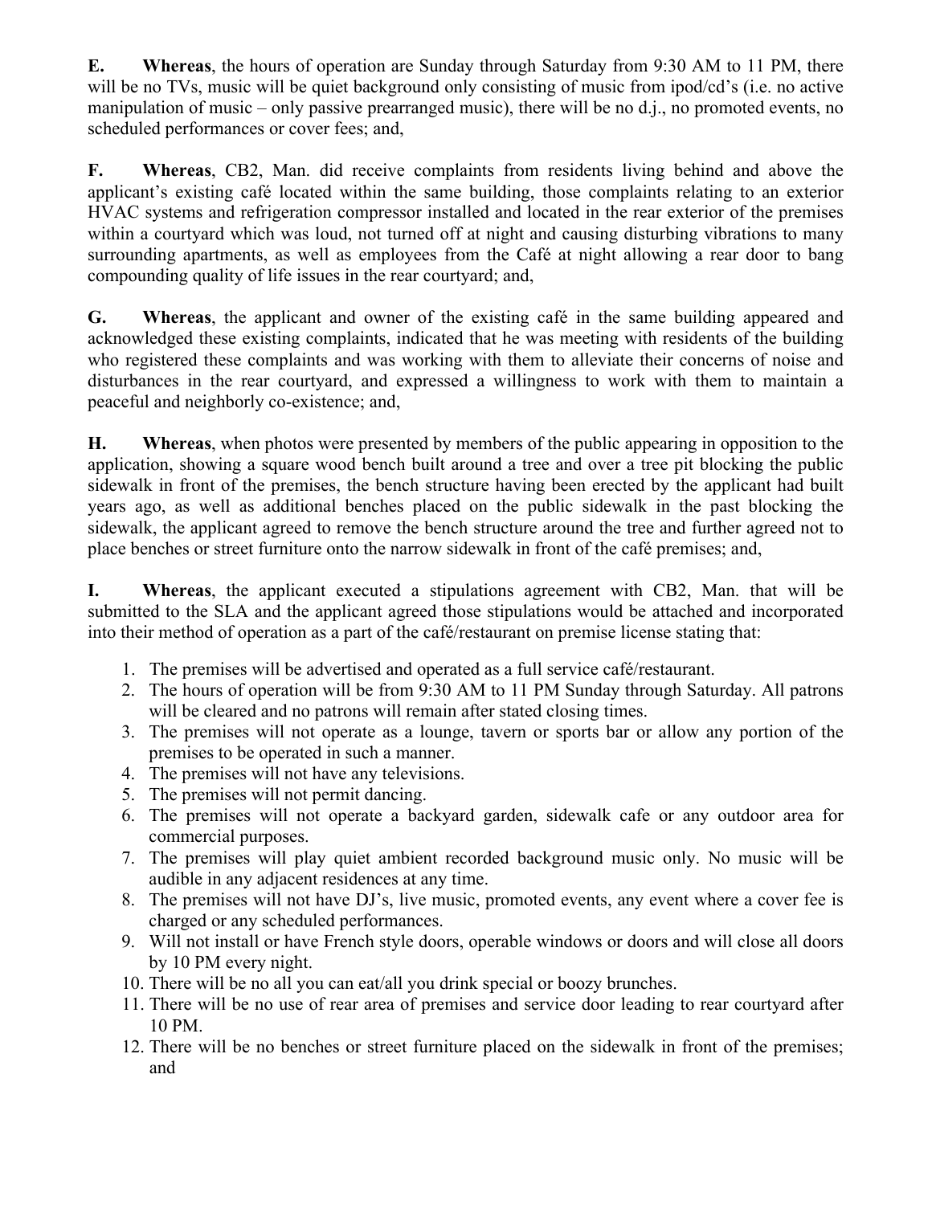**E. Whereas**, the hours of operation are Sunday through Saturday from 9:30 AM to 11 PM, there will be no TVs, music will be quiet background only consisting of music from ipod/cd's (i.e. no active manipulation of music – only passive prearranged music), there will be no d.j., no promoted events, no scheduled performances or cover fees; and,

**F. Whereas**, CB2, Man. did receive complaints from residents living behind and above the applicant's existing café located within the same building, those complaints relating to an exterior HVAC systems and refrigeration compressor installed and located in the rear exterior of the premises within a courtyard which was loud, not turned off at night and causing disturbing vibrations to many surrounding apartments, as well as employees from the Café at night allowing a rear door to bang compounding quality of life issues in the rear courtyard; and,

**G. Whereas**, the applicant and owner of the existing café in the same building appeared and acknowledged these existing complaints, indicated that he was meeting with residents of the building who registered these complaints and was working with them to alleviate their concerns of noise and disturbances in the rear courtyard, and expressed a willingness to work with them to maintain a peaceful and neighborly co-existence; and,

**H. Whereas**, when photos were presented by members of the public appearing in opposition to the application, showing a square wood bench built around a tree and over a tree pit blocking the public sidewalk in front of the premises, the bench structure having been erected by the applicant had built years ago, as well as additional benches placed on the public sidewalk in the past blocking the sidewalk, the applicant agreed to remove the bench structure around the tree and further agreed not to place benches or street furniture onto the narrow sidewalk in front of the café premises; and,

**I. Whereas**, the applicant executed a stipulations agreement with CB2, Man. that will be submitted to the SLA and the applicant agreed those stipulations would be attached and incorporated into their method of operation as a part of the café/restaurant on premise license stating that:

1. The premises will be advertised and operated as a full service café/restaurant.
2. The hours of operation will be from 9:30 AM to 11 PM Sunday through Saturday. All patrons will be cleared and no patrons will remain after stated closing times.
3. The premises will not operate as a lounge, tavern or sports bar or allow any portion of the premises to be operated in such a manner.
4. The premises will not have any televisions.
5. The premises will not permit dancing.
6. The premises will not operate a backyard garden, sidewalk cafe or any outdoor area for commercial purposes.
7. The premises will play quiet ambient recorded background music only. No music will be audible in any adjacent residences at any time.
8. The premises will not have DJ's, live music, promoted events, any event where a cover fee is charged or any scheduled performances.
9. Will not install or have French style doors, operable windows or doors and will close all doors by 10 PM every night.
10. There will be no all you can eat/all you drink special or boozy brunches.
11. There will be no use of rear area of premises and service door leading to rear courtyard after 10 PM.
12. There will be no benches or street furniture placed on the sidewalk in front of the premises; and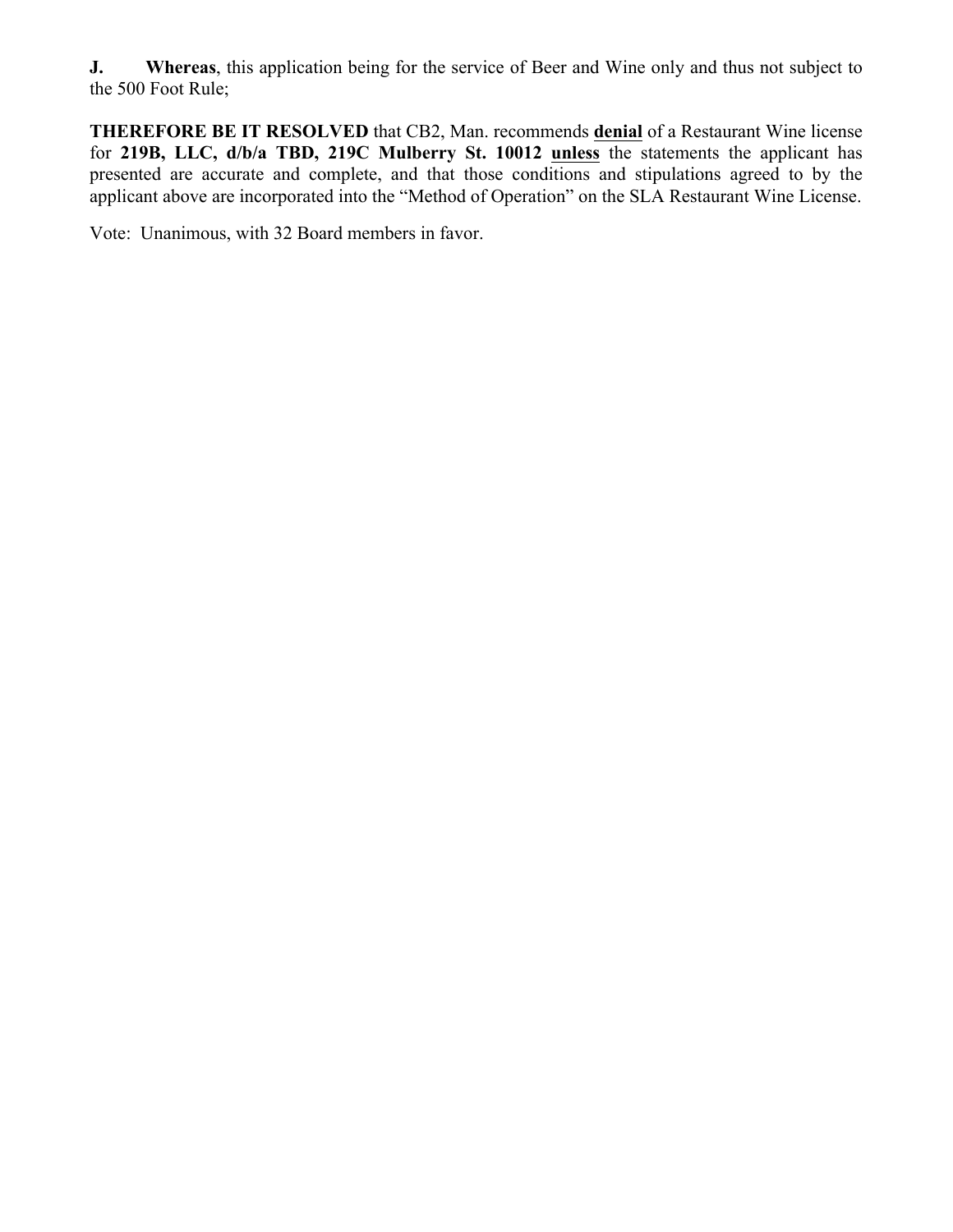**J. Whereas**, this application being for the service of Beer and Wine only and thus not subject to the 500 Foot Rule;

**THEREFORE BE IT RESOLVED** that CB2, Man. recommends **denial** of a Restaurant Wine license for **219B, LLC, d/b/a TBD, 219C Mulberry St. 10012** **unless** the statements the applicant has presented are accurate and complete, and that those conditions and stipulations agreed to by the applicant above are incorporated into the "Method of Operation" on the SLA Restaurant Wine License.

Vote: Unanimous, with 32 Board members in favor.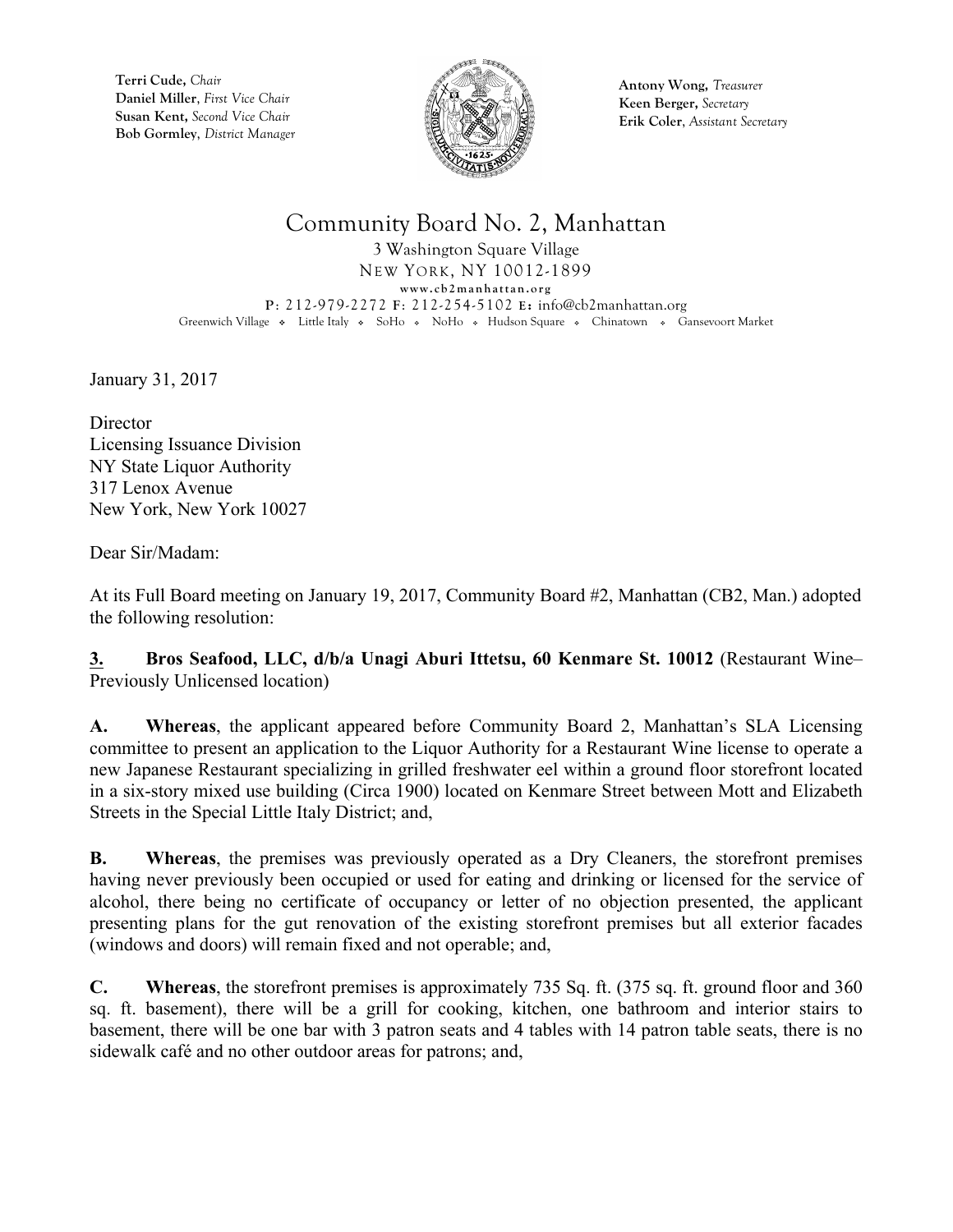Terri Cude, *Chair*
Daniel Miller, *First Vice Chair*
Susan Kent, *Second Vice Chair*
Bob Gormley, *District Manager*

Antony Wong, *Treasurer*
Keen Berger, *Secretary*
Erik Coler, *Assistant Secretary*

# Community Board No. 2, Manhattan

3 Washington Square Village
NEW YORK, NY 10012-1899
www.cb2manhattan.org
P: 212-979-2272 F: 212-254-5102 E: info@cb2manhattan.org
Greenwich Village ❖ Little Italy ❖ SoHo ❖ NoHo ❖ Hudson Square ❖ Chinatown ❖ Gansevoort Market

January 31, 2017

Director
Licensing Issuance Division
NY State Liquor Authority
317 Lenox Avenue
New York, New York 10027

Dear Sir/Madam:

At its Full Board meeting on January 19, 2017, Community Board #2, Manhattan (CB2, Man.) adopted the following resolution:

**3. Bros Seafood, LLC, d/b/a Unagi Aburi Ittetsu, 60 Kenmare St. 10012** (Restaurant Wine– Previously Unlicensed location)

**A. Whereas**, the applicant appeared before Community Board 2, Manhattan's SLA Licensing committee to present an application to the Liquor Authority for a Restaurant Wine license to operate a new Japanese Restaurant specializing in grilled freshwater eel within a ground floor storefront located in a six-story mixed use building (Circa 1900) located on Kenmare Street between Mott and Elizabeth Streets in the Special Little Italy District; and,

**B. Whereas**, the premises was previously operated as a Dry Cleaners, the storefront premises having never previously been occupied or used for eating and drinking or licensed for the service of alcohol, there being no certificate of occupancy or letter of no objection presented, the applicant presenting plans for the gut renovation of the existing storefront premises but all exterior facades (windows and doors) will remain fixed and not operable; and,

**C. Whereas**, the storefront premises is approximately 735 Sq. ft. (375 sq. ft. ground floor and 360 sq. ft. basement), there will be a grill for cooking, kitchen, one bathroom and interior stairs to basement, there will be one bar with 3 patron seats and 4 tables with 14 patron table seats, there is no sidewalk café and no other outdoor areas for patrons; and,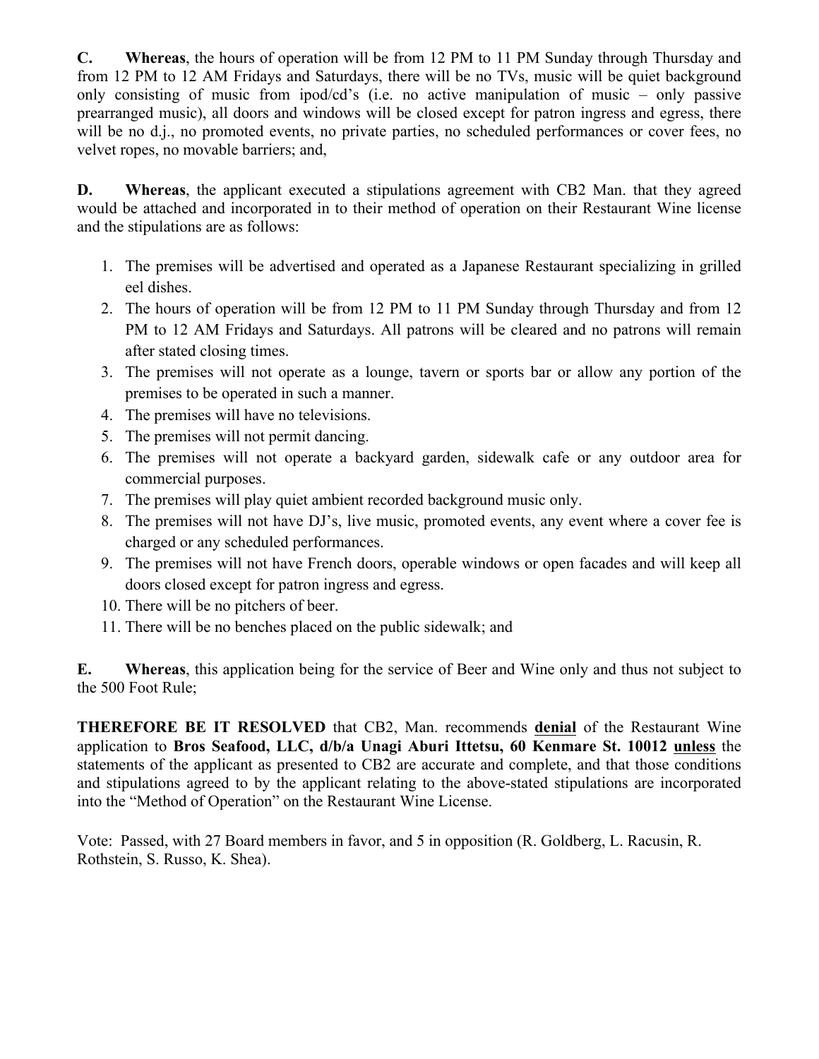**C.** **Whereas**, the hours of operation will be from 12 PM to 11 PM Sunday through Thursday and from 12 PM to 12 AM Fridays and Saturdays, there will be no TVs, music will be quiet background only consisting of music from ipod/cd's (i.e. no active manipulation of music – only passive prearranged music), all doors and windows will be closed except for patron ingress and egress, there will be no d.j., no promoted events, no private parties, no scheduled performances or cover fees, no velvet ropes, no movable barriers; and,

**D.** **Whereas**, the applicant executed a stipulations agreement with CB2 Man. that they agreed would be attached and incorporated in to their method of operation on their Restaurant Wine license and the stipulations are as follows:

1. The premises will be advertised and operated as a Japanese Restaurant specializing in grilled eel dishes.
2. The hours of operation will be from 12 PM to 11 PM Sunday through Thursday and from 12 PM to 12 AM Fridays and Saturdays. All patrons will be cleared and no patrons will remain after stated closing times.
3. The premises will not operate as a lounge, tavern or sports bar or allow any portion of the premises to be operated in such a manner.
4. The premises will have no televisions.
5. The premises will not permit dancing.
6. The premises will not operate a backyard garden, sidewalk cafe or any outdoor area for commercial purposes.
7. The premises will play quiet ambient recorded background music only.
8. The premises will not have DJ's, live music, promoted events, any event where a cover fee is charged or any scheduled performances.
9. The premises will not have French doors, operable windows or open facades and will keep all doors closed except for patron ingress and egress.
10. There will be no pitchers of beer.
11. There will be no benches placed on the public sidewalk; and

**E.** **Whereas**, this application being for the service of Beer and Wine only and thus not subject to the 500 Foot Rule;

**THEREFORE BE IT RESOLVED** that CB2, Man. recommends **denial** of the Restaurant Wine application to **Bros Seafood, LLC, d/b/a Unagi Aburi Ittetsu, 60 Kenmare St. 10012** **unless** the statements of the applicant as presented to CB2 are accurate and complete, and that those conditions and stipulations agreed to by the applicant relating to the above-stated stipulations are incorporated into the "Method of Operation" on the Restaurant Wine License.

Vote: Passed, with 27 Board members in favor, and 5 in opposition (R. Goldberg, L. Racusin, R. Rothstein, S. Russo, K. Shea).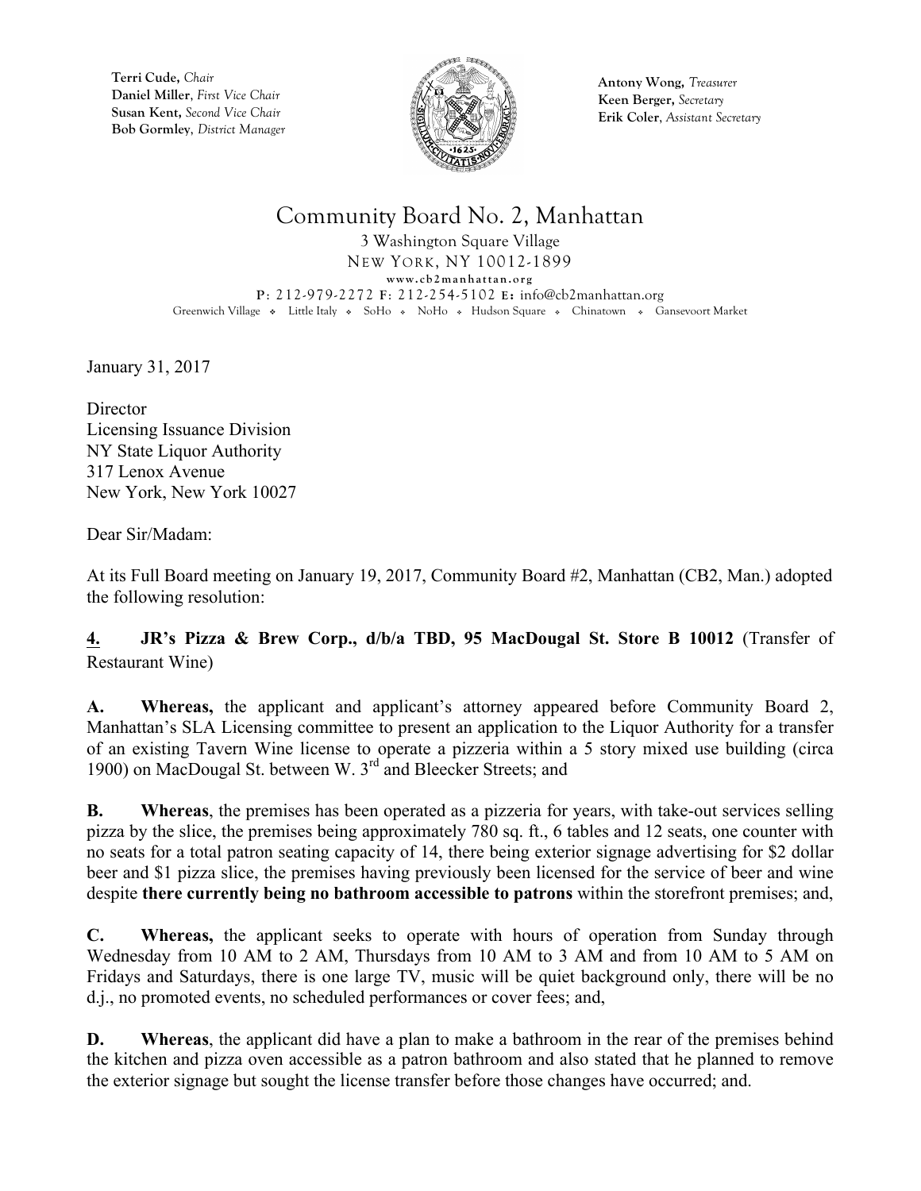**Terri Cude,** *Chair*
**Daniel Miller**, *First Vice Chair*
**Susan Kent,** *Second Vice Chair*
**Bob Gormley**, *District Manager*

**Antony Wong,** *Treasurer*
**Keen Berger,** *Secretary*
**Erik Coler**, *Assistant Secretary*

# Community Board No. 2, Manhattan

3 Washington Square Village
NEW YORK, NY 10012-1899
www.cb2manhattan.org
P: 212-979-2272 F: 212-254-5102 E: info@cb2manhattan.org
Greenwich Village ❖ Little Italy ❖ SoHo ❖ NoHo ❖ Hudson Square ❖ Chinatown ❖ Gansevoort Market

January 31, 2017

Director
Licensing Issuance Division
NY State Liquor Authority
317 Lenox Avenue
New York, New York 10027

Dear Sir/Madam:

At its Full Board meeting on January 19, 2017, Community Board #2, Manhattan (CB2, Man.) adopted the following resolution:

**4. JR's Pizza & Brew Corp., d/b/a TBD, 95 MacDougal St. Store B 10012** (Transfer of Restaurant Wine)

**A. Whereas,** the applicant and applicant's attorney appeared before Community Board 2, Manhattan's SLA Licensing committee to present an application to the Liquor Authority for a transfer of an existing Tavern Wine license to operate a pizzeria within a 5 story mixed use building (circa 1900) on MacDougal St. between W. 3rd and Bleecker Streets; and

**B. Whereas**, the premises has been operated as a pizzeria for years, with take-out services selling pizza by the slice, the premises being approximately 780 sq. ft., 6 tables and 12 seats, one counter with no seats for a total patron seating capacity of 14, there being exterior signage advertising for $2 dollar beer and $1 pizza slice, the premises having previously been licensed for the service of beer and wine despite **there currently being no bathroom accessible to patrons** within the storefront premises; and,

**C. Whereas,** the applicant seeks to operate with hours of operation from Sunday through Wednesday from 10 AM to 2 AM, Thursdays from 10 AM to 3 AM and from 10 AM to 5 AM on Fridays and Saturdays, there is one large TV, music will be quiet background only, there will be no d.j., no promoted events, no scheduled performances or cover fees; and,

**D. Whereas**, the applicant did have a plan to make a bathroom in the rear of the premises behind the kitchen and pizza oven accessible as a patron bathroom and also stated that he planned to remove the exterior signage but sought the license transfer before those changes have occurred; and.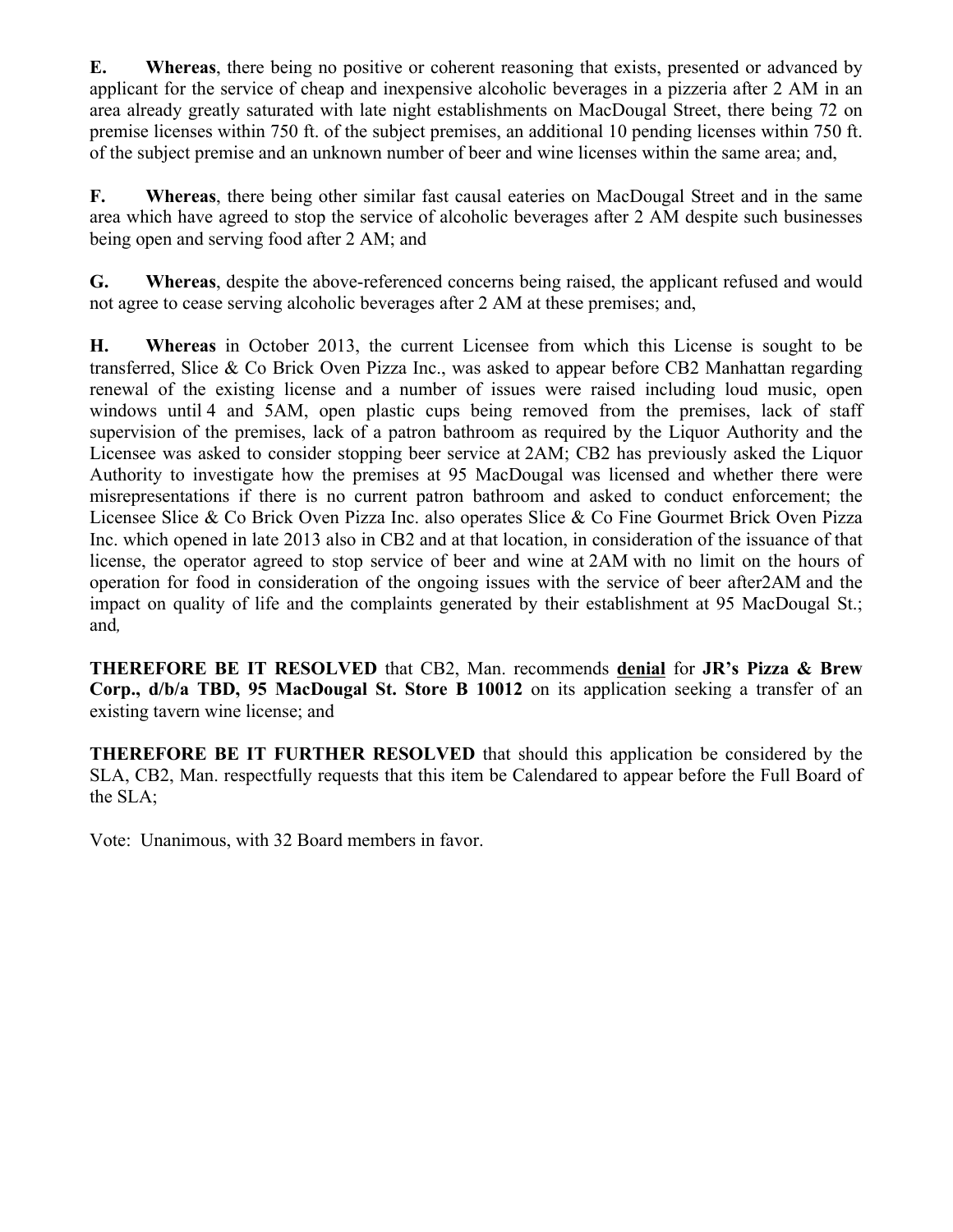**E. Whereas**, there being no positive or coherent reasoning that exists, presented or advanced by applicant for the service of cheap and inexpensive alcoholic beverages in a pizzeria after 2 AM in an area already greatly saturated with late night establishments on MacDougal Street, there being 72 on premise licenses within 750 ft. of the subject premises, an additional 10 pending licenses within 750 ft. of the subject premise and an unknown number of beer and wine licenses within the same area; and,

**F. Whereas**, there being other similar fast causal eateries on MacDougal Street and in the same area which have agreed to stop the service of alcoholic beverages after 2 AM despite such businesses being open and serving food after 2 AM; and

**G. Whereas**, despite the above-referenced concerns being raised, the applicant refused and would not agree to cease serving alcoholic beverages after 2 AM at these premises; and,

**H. Whereas** in October 2013, the current Licensee from which this License is sought to be transferred, Slice & Co Brick Oven Pizza Inc., was asked to appear before CB2 Manhattan regarding renewal of the existing license and a number of issues were raised including loud music, open windows until 4 and 5AM, open plastic cups being removed from the premises, lack of staff supervision of the premises, lack of a patron bathroom as required by the Liquor Authority and the Licensee was asked to consider stopping beer service at 2AM; CB2 has previously asked the Liquor Authority to investigate how the premises at 95 MacDougal was licensed and whether there were misrepresentations if there is no current patron bathroom and asked to conduct enforcement; the Licensee Slice & Co Brick Oven Pizza Inc. also operates Slice & Co Fine Gourmet Brick Oven Pizza Inc. which opened in late 2013 also in CB2 and at that location, in consideration of the issuance of that license, the operator agreed to stop service of beer and wine at 2AM with no limit on the hours of operation for food in consideration of the ongoing issues with the service of beer after2AM and the impact on quality of life and the complaints generated by their establishment at 95 MacDougal St.; and*,*

**THEREFORE BE IT RESOLVED** that CB2, Man. recommends **<u>denial</u>** for **JR's Pizza & Brew Corp., d/b/a TBD, 95 MacDougal St. Store B 10012** on its application seeking a transfer of an existing tavern wine license; and

**THEREFORE BE IT FURTHER RESOLVED** that should this application be considered by the SLA, CB2, Man. respectfully requests that this item be Calendared to appear before the Full Board of the SLA;

Vote: Unanimous, with 32 Board members in favor.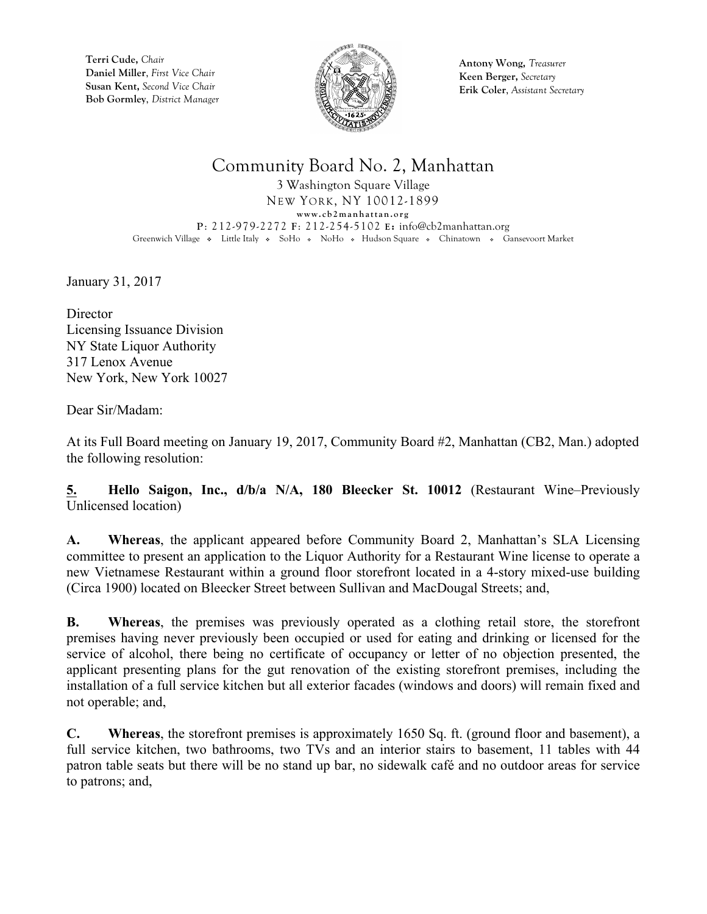**Terri Cude,** *Chair*
**Daniel Miller**, *First Vice Chair*
**Susan Kent,** *Second Vice Chair*
**Bob Gormley**, *District Manager*

**Antony Wong,** *Treasurer*
**Keen Berger,** *Secretary*
**Erik Coler**, *Assistant Secretary*

# Community Board No. 2, Manhattan

3 Washington Square Village
NEW YORK, NY 10012-1899
www.cb2manhattan.org
P: 212-979-2272 F: 212-254-5102 E: info@cb2manhattan.org
Greenwich Village ❖ Little Italy ❖ SoHo ❖ NoHo ❖ Hudson Square ❖ Chinatown ❖ Gansevoort Market

January 31, 2017

Director
Licensing Issuance Division
NY State Liquor Authority
317 Lenox Avenue
New York, New York 10027

Dear Sir/Madam:

At its Full Board meeting on January 19, 2017, Community Board #2, Manhattan (CB2, Man.) adopted the following resolution:

**<u>5.</u> Hello Saigon, Inc., d/b/a N/A, 180 Bleecker St. 10012** (Restaurant Wine–Previously Unlicensed location)

**A. Whereas**, the applicant appeared before Community Board 2, Manhattan's SLA Licensing committee to present an application to the Liquor Authority for a Restaurant Wine license to operate a new Vietnamese Restaurant within a ground floor storefront located in a 4-story mixed-use building (Circa 1900) located on Bleecker Street between Sullivan and MacDougal Streets; and,

**B. Whereas**, the premises was previously operated as a clothing retail store, the storefront premises having never previously been occupied or used for eating and drinking or licensed for the service of alcohol, there being no certificate of occupancy or letter of no objection presented, the applicant presenting plans for the gut renovation of the existing storefront premises, including the installation of a full service kitchen but all exterior facades (windows and doors) will remain fixed and not operable; and,

**C. Whereas**, the storefront premises is approximately 1650 Sq. ft. (ground floor and basement), a full service kitchen, two bathrooms, two TVs and an interior stairs to basement, 11 tables with 44 patron table seats but there will be no stand up bar, no sidewalk café and no outdoor areas for service to patrons; and,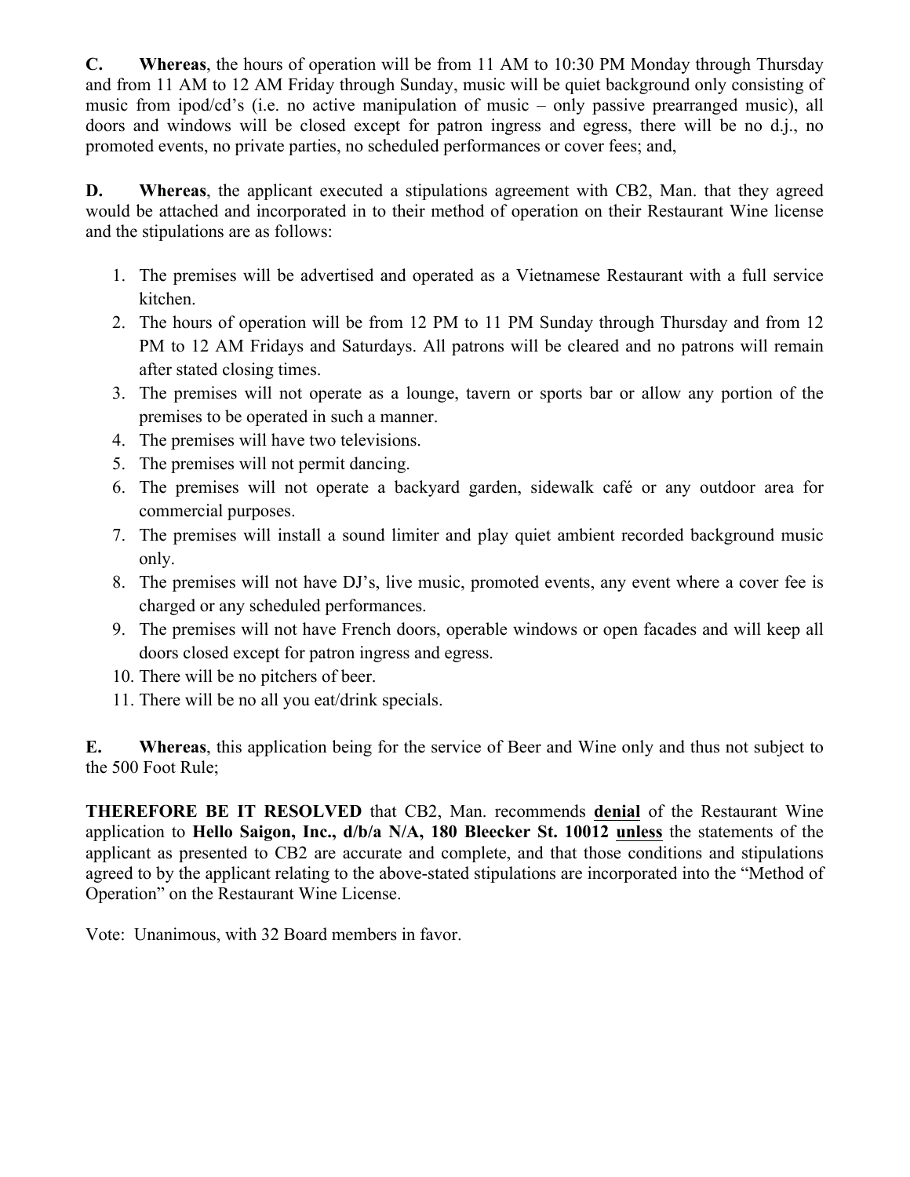**C. Whereas**, the hours of operation will be from 11 AM to 10:30 PM Monday through Thursday and from 11 AM to 12 AM Friday through Sunday, music will be quiet background only consisting of music from ipod/cd's (i.e. no active manipulation of music – only passive prearranged music), all doors and windows will be closed except for patron ingress and egress, there will be no d.j., no promoted events, no private parties, no scheduled performances or cover fees; and,

**D. Whereas**, the applicant executed a stipulations agreement with CB2, Man. that they agreed would be attached and incorporated in to their method of operation on their Restaurant Wine license and the stipulations are as follows:

1. The premises will be advertised and operated as a Vietnamese Restaurant with a full service kitchen.
2. The hours of operation will be from 12 PM to 11 PM Sunday through Thursday and from 12 PM to 12 AM Fridays and Saturdays. All patrons will be cleared and no patrons will remain after stated closing times.
3. The premises will not operate as a lounge, tavern or sports bar or allow any portion of the premises to be operated in such a manner.
4. The premises will have two televisions.
5. The premises will not permit dancing.
6. The premises will not operate a backyard garden, sidewalk café or any outdoor area for commercial purposes.
7. The premises will install a sound limiter and play quiet ambient recorded background music only.
8. The premises will not have DJ's, live music, promoted events, any event where a cover fee is charged or any scheduled performances.
9. The premises will not have French doors, operable windows or open facades and will keep all doors closed except for patron ingress and egress.
10. There will be no pitchers of beer.
11. There will be no all you eat/drink specials.

**E. Whereas**, this application being for the service of Beer and Wine only and thus not subject to the 500 Foot Rule;

**THEREFORE BE IT RESOLVED** that CB2, Man. recommends **denial** of the Restaurant Wine application to **Hello Saigon, Inc., d/b/a N/A, 180 Bleecker St. 10012** **unless** the statements of the applicant as presented to CB2 are accurate and complete, and that those conditions and stipulations agreed to by the applicant relating to the above-stated stipulations are incorporated into the "Method of Operation" on the Restaurant Wine License.

Vote: Unanimous, with 32 Board members in favor.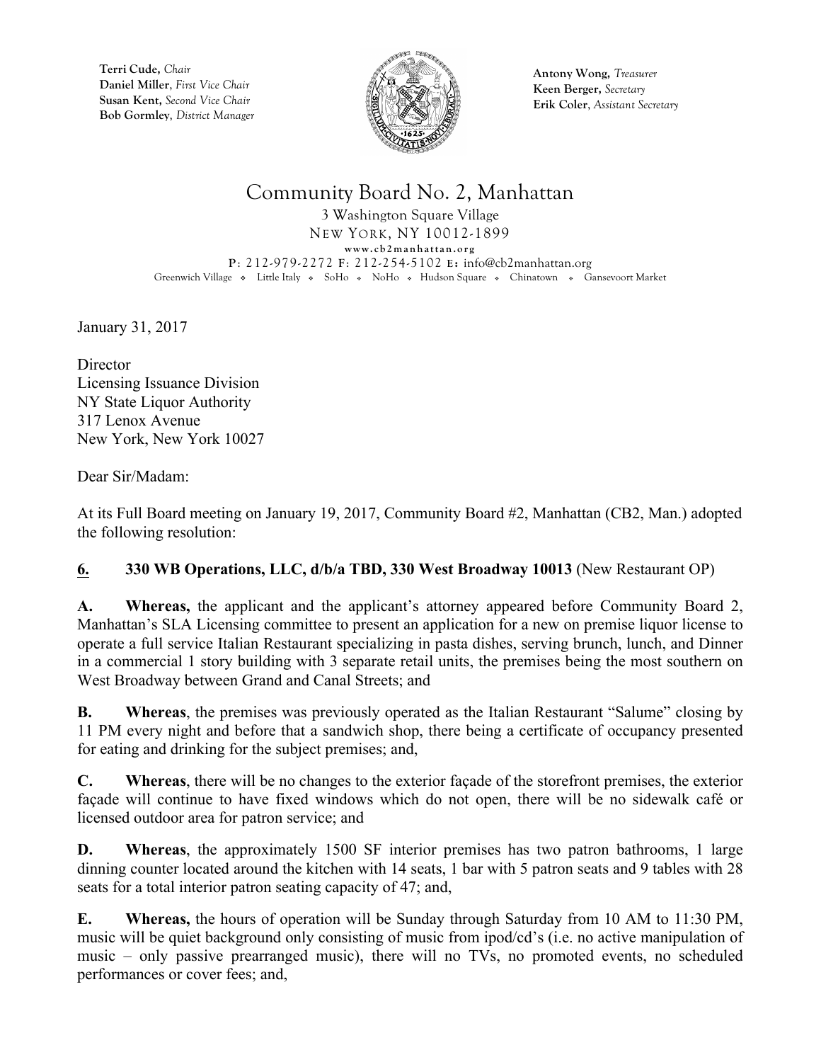Terri Cude, *Chair*
Daniel Miller, *First Vice Chair*
Susan Kent, *Second Vice Chair*
Bob Gormley, *District Manager*

Antony Wong, *Treasurer*
Keen Berger, *Secretary*
Erik Coler, *Assistant Secretary*

# Community Board No. 2, Manhattan

3 Washington Square Village
NEW YORK, NY 10012-1899
www.cb2manhattan.org
P: 212-979-2272 F: 212-254-5102 E: info@cb2manhattan.org
Greenwich Village ❖ Little Italy ❖ SoHo ❖ NoHo ❖ Hudson Square ❖ Chinatown ❖ Gansevoort Market

January 31, 2017

Director
Licensing Issuance Division
NY State Liquor Authority
317 Lenox Avenue
New York, New York 10027

Dear Sir/Madam:

At its Full Board meeting on January 19, 2017, Community Board #2, Manhattan (CB2, Man.) adopted the following resolution:

**6. 330 WB Operations, LLC, d/b/a TBD, 330 West Broadway 10013** (New Restaurant OP)

**A. Whereas,** the applicant and the applicant's attorney appeared before Community Board 2, Manhattan's SLA Licensing committee to present an application for a new on premise liquor license to operate a full service Italian Restaurant specializing in pasta dishes, serving brunch, lunch, and Dinner in a commercial 1 story building with 3 separate retail units, the premises being the most southern on West Broadway between Grand and Canal Streets; and

**B. Whereas**, the premises was previously operated as the Italian Restaurant "Salume" closing by 11 PM every night and before that a sandwich shop, there being a certificate of occupancy presented for eating and drinking for the subject premises; and,

**C. Whereas**, there will be no changes to the exterior façade of the storefront premises, the exterior façade will continue to have fixed windows which do not open, there will be no sidewalk café or licensed outdoor area for patron service; and

**D. Whereas**, the approximately 1500 SF interior premises has two patron bathrooms, 1 large dinning counter located around the kitchen with 14 seats, 1 bar with 5 patron seats and 9 tables with 28 seats for a total interior patron seating capacity of 47; and,

**E. Whereas,** the hours of operation will be Sunday through Saturday from 10 AM to 11:30 PM, music will be quiet background only consisting of music from ipod/cd's (i.e. no active manipulation of music – only passive prearranged music), there will no TVs, no promoted events, no scheduled performances or cover fees; and,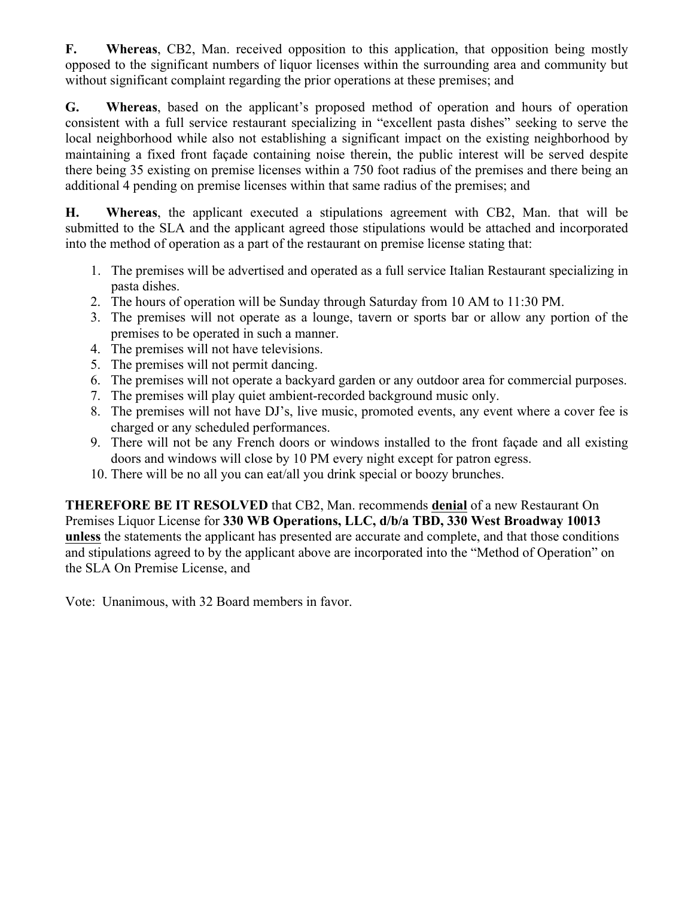**F.** **Whereas**, CB2, Man. received opposition to this application, that opposition being mostly opposed to the significant numbers of liquor licenses within the surrounding area and community but without significant complaint regarding the prior operations at these premises; and

**G.** **Whereas**, based on the applicant's proposed method of operation and hours of operation consistent with a full service restaurant specializing in "excellent pasta dishes" seeking to serve the local neighborhood while also not establishing a significant impact on the existing neighborhood by maintaining a fixed front façade containing noise therein, the public interest will be served despite there being 35 existing on premise licenses within a 750 foot radius of the premises and there being an additional 4 pending on premise licenses within that same radius of the premises; and

**H.** **Whereas**, the applicant executed a stipulations agreement with CB2, Man. that will be submitted to the SLA and the applicant agreed those stipulations would be attached and incorporated into the method of operation as a part of the restaurant on premise license stating that:

1. The premises will be advertised and operated as a full service Italian Restaurant specializing in pasta dishes.
2. The hours of operation will be Sunday through Saturday from 10 AM to 11:30 PM.
3. The premises will not operate as a lounge, tavern or sports bar or allow any portion of the premises to be operated in such a manner.
4. The premises will not have televisions.
5. The premises will not permit dancing.
6. The premises will not operate a backyard garden or any outdoor area for commercial purposes.
7. The premises will play quiet ambient-recorded background music only.
8. The premises will not have DJ's, live music, promoted events, any event where a cover fee is charged or any scheduled performances.
9. There will not be any French doors or windows installed to the front façade and all existing doors and windows will close by 10 PM every night except for patron egress.
10. There will be no all you can eat/all you drink special or boozy brunches.

**THEREFORE BE IT RESOLVED** that CB2, Man. recommends **denial** of a new Restaurant On Premises Liquor License for **330 WB Operations, LLC, d/b/a TBD, 330 West Broadway 10013** **unless** the statements the applicant has presented are accurate and complete, and that those conditions and stipulations agreed to by the applicant above are incorporated into the "Method of Operation" on the SLA On Premise License, and

Vote: Unanimous, with 32 Board members in favor.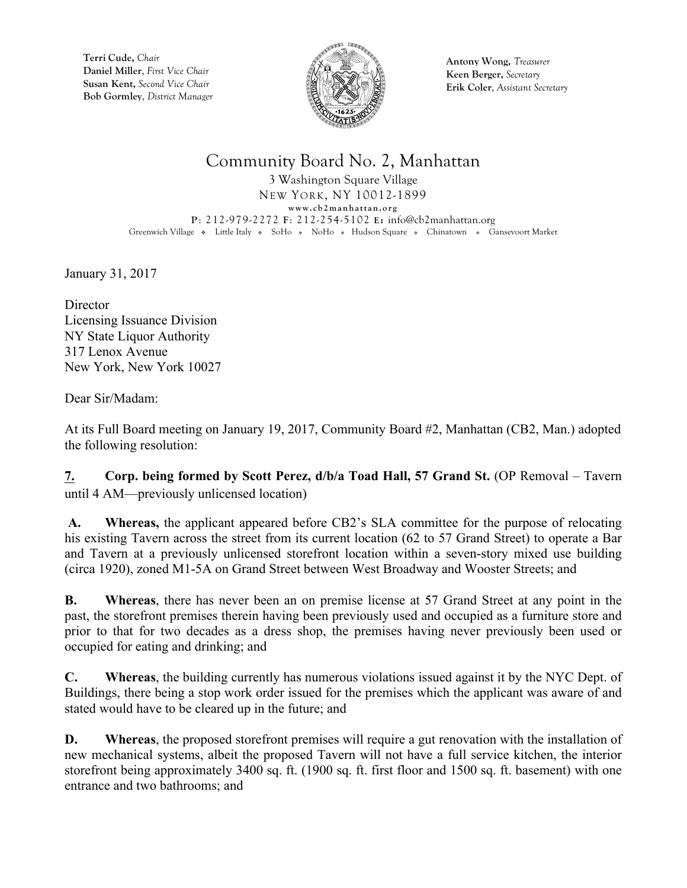Terri Cude, *Chair*
Daniel Miller, *First Vice Chair*
Susan Kent, *Second Vice Chair*
Bob Gormley, *District Manager*

Antony Wong, *Treasurer*
Keen Berger, *Secretary*
Erik Coler, *Assistant Secretary*

# Community Board No. 2, Manhattan

3 Washington Square Village
NEW YORK, NY 10012-1899
www.cb2manhattan.org
P: 212-979-2272 F: 212-254-5102 E: info@cb2manhattan.org
Greenwich Village ❖ Little Italy ❖ SoHo ❖ NoHo ❖ Hudson Square ❖ Chinatown ❖ Gansevoort Market

January 31, 2017

Director
Licensing Issuance Division
NY State Liquor Authority
317 Lenox Avenue
New York, New York 10027

Dear Sir/Madam:

At its Full Board meeting on January 19, 2017, Community Board #2, Manhattan (CB2, Man.) adopted the following resolution:

**7. Corp. being formed by Scott Perez, d/b/a Toad Hall, 57 Grand St.** (OP Removal – Tavern until 4 AM—previously unlicensed location)

**A. Whereas,** the applicant appeared before CB2's SLA committee for the purpose of relocating his existing Tavern across the street from its current location (62 to 57 Grand Street) to operate a Bar and Tavern at a previously unlicensed storefront location within a seven-story mixed use building (circa 1920), zoned M1-5A on Grand Street between West Broadway and Wooster Streets; and

**B. Whereas**, there has never been an on premise license at 57 Grand Street at any point in the past, the storefront premises therein having been previously used and occupied as a furniture store and prior to that for two decades as a dress shop, the premises having never previously been used or occupied for eating and drinking; and

**C. Whereas**, the building currently has numerous violations issued against it by the NYC Dept. of Buildings, there being a stop work order issued for the premises which the applicant was aware of and stated would have to be cleared up in the future; and

**D. Whereas**, the proposed storefront premises will require a gut renovation with the installation of new mechanical systems, albeit the proposed Tavern will not have a full service kitchen, the interior storefront being approximately 3400 sq. ft. (1900 sq. ft. first floor and 1500 sq. ft. basement) with one entrance and two bathrooms; and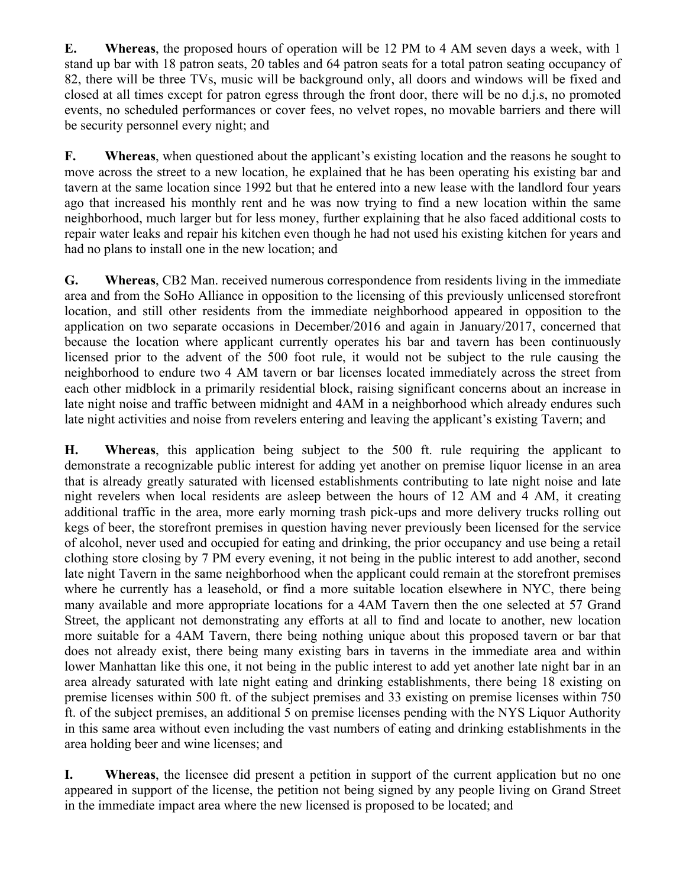**E. Whereas**, the proposed hours of operation will be 12 PM to 4 AM seven days a week, with 1 stand up bar with 18 patron seats, 20 tables and 64 patron seats for a total patron seating occupancy of 82, there will be three TVs, music will be background only, all doors and windows will be fixed and closed at all times except for patron egress through the front door, there will be no d.j.s, no promoted events, no scheduled performances or cover fees, no velvet ropes, no movable barriers and there will be security personnel every night; and

**F. Whereas**, when questioned about the applicant's existing location and the reasons he sought to move across the street to a new location, he explained that he has been operating his existing bar and tavern at the same location since 1992 but that he entered into a new lease with the landlord four years ago that increased his monthly rent and he was now trying to find a new location within the same neighborhood, much larger but for less money, further explaining that he also faced additional costs to repair water leaks and repair his kitchen even though he had not used his existing kitchen for years and had no plans to install one in the new location; and

**G. Whereas**, CB2 Man. received numerous correspondence from residents living in the immediate area and from the SoHo Alliance in opposition to the licensing of this previously unlicensed storefront location, and still other residents from the immediate neighborhood appeared in opposition to the application on two separate occasions in December/2016 and again in January/2017, concerned that because the location where applicant currently operates his bar and tavern has been continuously licensed prior to the advent of the 500 foot rule, it would not be subject to the rule causing the neighborhood to endure two 4 AM tavern or bar licenses located immediately across the street from each other midblock in a primarily residential block, raising significant concerns about an increase in late night noise and traffic between midnight and 4AM in a neighborhood which already endures such late night activities and noise from revelers entering and leaving the applicant's existing Tavern; and

**H. Whereas**, this application being subject to the 500 ft. rule requiring the applicant to demonstrate a recognizable public interest for adding yet another on premise liquor license in an area that is already greatly saturated with licensed establishments contributing to late night noise and late night revelers when local residents are asleep between the hours of 12 AM and 4 AM, it creating additional traffic in the area, more early morning trash pick-ups and more delivery trucks rolling out kegs of beer, the storefront premises in question having never previously been licensed for the service of alcohol, never used and occupied for eating and drinking, the prior occupancy and use being a retail clothing store closing by 7 PM every evening, it not being in the public interest to add another, second late night Tavern in the same neighborhood when the applicant could remain at the storefront premises where he currently has a leasehold, or find a more suitable location elsewhere in NYC, there being many available and more appropriate locations for a 4AM Tavern then the one selected at 57 Grand Street, the applicant not demonstrating any efforts at all to find and locate to another, new location more suitable for a 4AM Tavern, there being nothing unique about this proposed tavern or bar that does not already exist, there being many existing bars in taverns in the immediate area and within lower Manhattan like this one, it not being in the public interest to add yet another late night bar in an area already saturated with late night eating and drinking establishments, there being 18 existing on premise licenses within 500 ft. of the subject premises and 33 existing on premise licenses within 750 ft. of the subject premises, an additional 5 on premise licenses pending with the NYS Liquor Authority in this same area without even including the vast numbers of eating and drinking establishments in the area holding beer and wine licenses; and

**I. Whereas**, the licensee did present a petition in support of the current application but no one appeared in support of the license, the petition not being signed by any people living on Grand Street in the immediate impact area where the new licensed is proposed to be located; and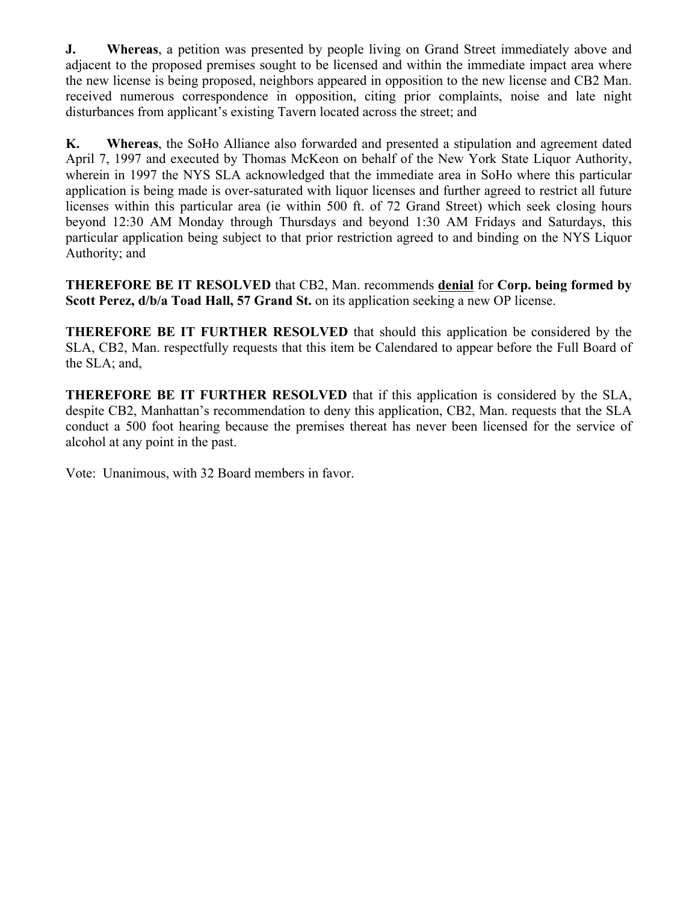**J.** **Whereas**, a petition was presented by people living on Grand Street immediately above and adjacent to the proposed premises sought to be licensed and within the immediate impact area where the new license is being proposed, neighbors appeared in opposition to the new license and CB2 Man. received numerous correspondence in opposition, citing prior complaints, noise and late night disturbances from applicant's existing Tavern located across the street; and

**K.** **Whereas**, the SoHo Alliance also forwarded and presented a stipulation and agreement dated April 7, 1997 and executed by Thomas McKeon on behalf of the New York State Liquor Authority, wherein in 1997 the NYS SLA acknowledged that the immediate area in SoHo where this particular application is being made is over-saturated with liquor licenses and further agreed to restrict all future licenses within this particular area (ie within 500 ft. of 72 Grand Street) which seek closing hours beyond 12:30 AM Monday through Thursdays and beyond 1:30 AM Fridays and Saturdays, this particular application being subject to that prior restriction agreed to and binding on the NYS Liquor Authority; and

**THEREFORE BE IT RESOLVED** that CB2, Man. recommends **denial** for **Corp. being formed by Scott Perez, d/b/a Toad Hall, 57 Grand St.** on its application seeking a new OP license.

**THEREFORE BE IT FURTHER RESOLVED** that should this application be considered by the SLA, CB2, Man. respectfully requests that this item be Calendared to appear before the Full Board of the SLA; and,

**THEREFORE BE IT FURTHER RESOLVED** that if this application is considered by the SLA, despite CB2, Manhattan's recommendation to deny this application, CB2, Man. requests that the SLA conduct a 500 foot hearing because the premises thereat has never been licensed for the service of alcohol at any point in the past.

Vote: Unanimous, with 32 Board members in favor.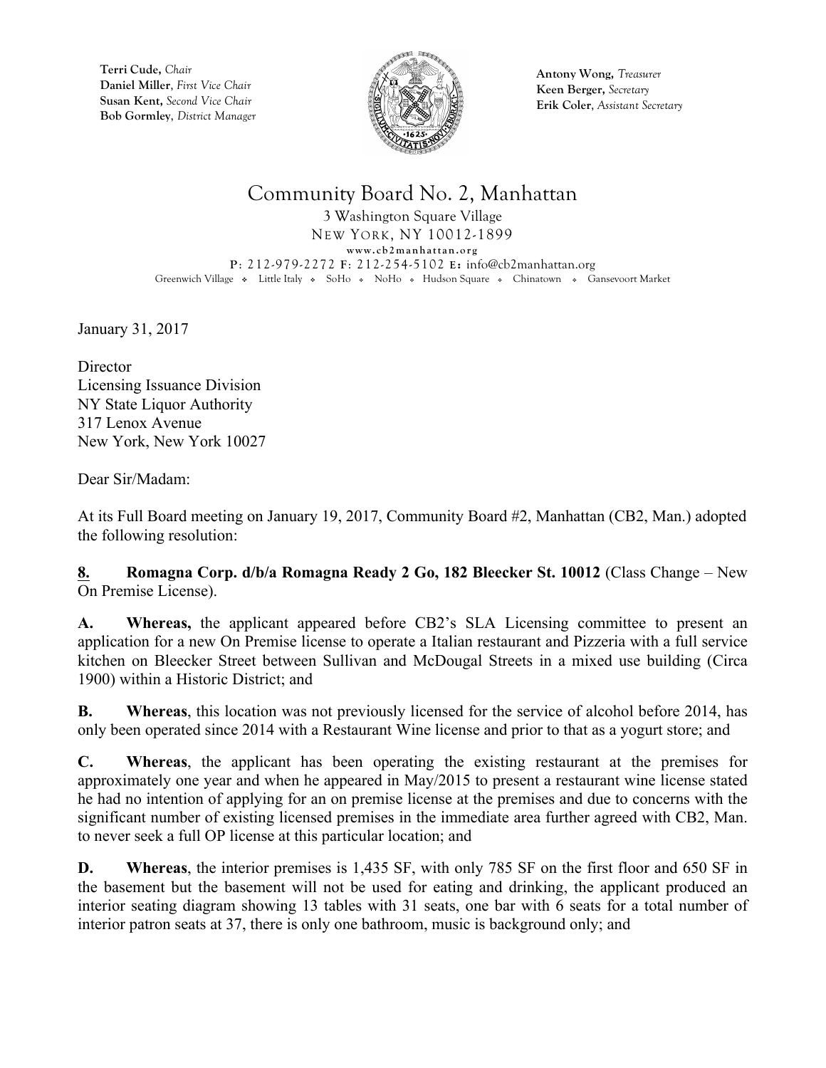Terri Cude, *Chair*
Daniel Miller, *First Vice Chair*
Susan Kent, *Second Vice Chair*
Bob Gormley, *District Manager*

Antony Wong, *Treasurer*
Keen Berger, *Secretary*
Erik Coler, *Assistant Secretary*

# Community Board No. 2, Manhattan

3 Washington Square Village
NEW YORK, NY 10012-1899
www.cb2manhattan.org
P: 212-979-2272 F: 212-254-5102 E: info@cb2manhattan.org
Greenwich Village ❖ Little Italy ❖ SoHo ❖ NoHo ❖ Hudson Square ❖ Chinatown ❖ Gansevoort Market

January 31, 2017

Director
Licensing Issuance Division
NY State Liquor Authority
317 Lenox Avenue
New York, New York 10027

Dear Sir/Madam:

At its Full Board meeting on January 19, 2017, Community Board #2, Manhattan (CB2, Man.) adopted the following resolution:

**8. Romagna Corp. d/b/a Romagna Ready 2 Go, 182 Bleecker St. 10012** (Class Change – New On Premise License).

**A. Whereas,** the applicant appeared before CB2's SLA Licensing committee to present an application for a new On Premise license to operate a Italian restaurant and Pizzeria with a full service kitchen on Bleecker Street between Sullivan and McDougal Streets in a mixed use building (Circa 1900) within a Historic District; and

**B. Whereas**, this location was not previously licensed for the service of alcohol before 2014, has only been operated since 2014 with a Restaurant Wine license and prior to that as a yogurt store; and

**C. Whereas**, the applicant has been operating the existing restaurant at the premises for approximately one year and when he appeared in May/2015 to present a restaurant wine license stated he had no intention of applying for an on premise license at the premises and due to concerns with the significant number of existing licensed premises in the immediate area further agreed with CB2, Man. to never seek a full OP license at this particular location; and

**D. Whereas**, the interior premises is 1,435 SF, with only 785 SF on the first floor and 650 SF in the basement but the basement will not be used for eating and drinking, the applicant produced an interior seating diagram showing 13 tables with 31 seats, one bar with 6 seats for a total number of interior patron seats at 37, there is only one bathroom, music is background only; and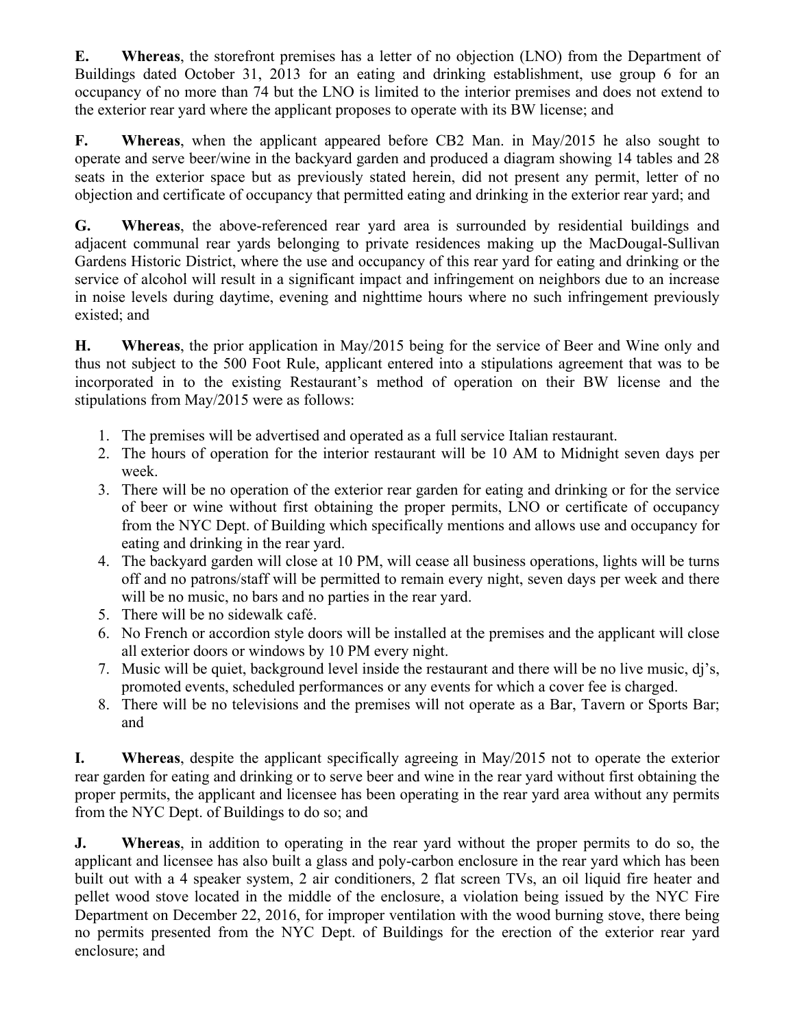**E. Whereas**, the storefront premises has a letter of no objection (LNO) from the Department of Buildings dated October 31, 2013 for an eating and drinking establishment, use group 6 for an occupancy of no more than 74 but the LNO is limited to the interior premises and does not extend to the exterior rear yard where the applicant proposes to operate with its BW license; and

**F. Whereas**, when the applicant appeared before CB2 Man. in May/2015 he also sought to operate and serve beer/wine in the backyard garden and produced a diagram showing 14 tables and 28 seats in the exterior space but as previously stated herein, did not present any permit, letter of no objection and certificate of occupancy that permitted eating and drinking in the exterior rear yard; and

**G. Whereas**, the above-referenced rear yard area is surrounded by residential buildings and adjacent communal rear yards belonging to private residences making up the MacDougal-Sullivan Gardens Historic District, where the use and occupancy of this rear yard for eating and drinking or the service of alcohol will result in a significant impact and infringement on neighbors due to an increase in noise levels during daytime, evening and nighttime hours where no such infringement previously existed; and

**H. Whereas**, the prior application in May/2015 being for the service of Beer and Wine only and thus not subject to the 500 Foot Rule, applicant entered into a stipulations agreement that was to be incorporated in to the existing Restaurant's method of operation on their BW license and the stipulations from May/2015 were as follows:

1. The premises will be advertised and operated as a full service Italian restaurant.
2. The hours of operation for the interior restaurant will be 10 AM to Midnight seven days per week.
3. There will be no operation of the exterior rear garden for eating and drinking or for the service of beer or wine without first obtaining the proper permits, LNO or certificate of occupancy from the NYC Dept. of Building which specifically mentions and allows use and occupancy for eating and drinking in the rear yard.
4. The backyard garden will close at 10 PM, will cease all business operations, lights will be turns off and no patrons/staff will be permitted to remain every night, seven days per week and there will be no music, no bars and no parties in the rear yard.
5. There will be no sidewalk café.
6. No French or accordion style doors will be installed at the premises and the applicant will close all exterior doors or windows by 10 PM every night.
7. Music will be quiet, background level inside the restaurant and there will be no live music, dj's, promoted events, scheduled performances or any events for which a cover fee is charged.
8. There will be no televisions and the premises will not operate as a Bar, Tavern or Sports Bar; and

**I. Whereas**, despite the applicant specifically agreeing in May/2015 not to operate the exterior rear garden for eating and drinking or to serve beer and wine in the rear yard without first obtaining the proper permits, the applicant and licensee has been operating in the rear yard area without any permits from the NYC Dept. of Buildings to do so; and

**J. Whereas**, in addition to operating in the rear yard without the proper permits to do so, the applicant and licensee has also built a glass and poly-carbon enclosure in the rear yard which has been built out with a 4 speaker system, 2 air conditioners, 2 flat screen TVs, an oil liquid fire heater and pellet wood stove located in the middle of the enclosure, a violation being issued by the NYC Fire Department on December 22, 2016, for improper ventilation with the wood burning stove, there being no permits presented from the NYC Dept. of Buildings for the erection of the exterior rear yard enclosure; and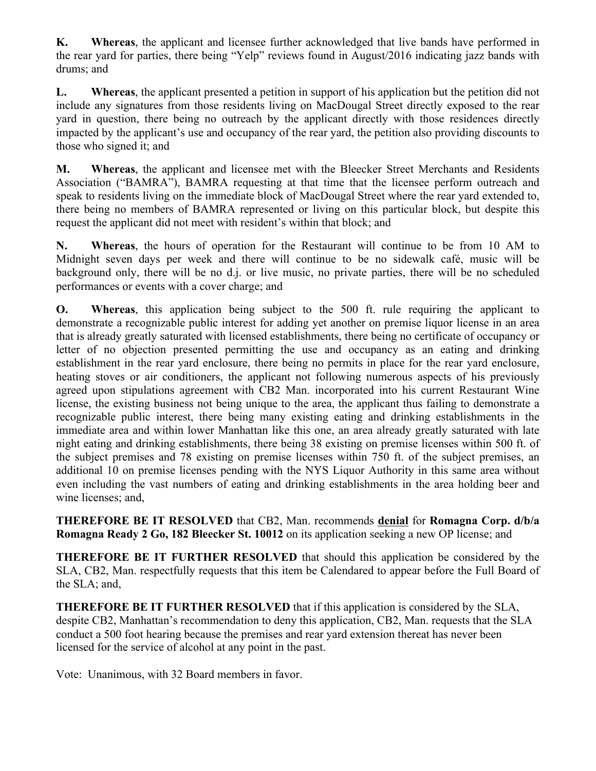**K. Whereas**, the applicant and licensee further acknowledged that live bands have performed in the rear yard for parties, there being "Yelp" reviews found in August/2016 indicating jazz bands with drums; and

**L. Whereas**, the applicant presented a petition in support of his application but the petition did not include any signatures from those residents living on MacDougal Street directly exposed to the rear yard in question, there being no outreach by the applicant directly with those residences directly impacted by the applicant's use and occupancy of the rear yard, the petition also providing discounts to those who signed it; and

**M. Whereas**, the applicant and licensee met with the Bleecker Street Merchants and Residents Association ("BAMRA"), BAMRA requesting at that time that the licensee perform outreach and speak to residents living on the immediate block of MacDougal Street where the rear yard extended to, there being no members of BAMRA represented or living on this particular block, but despite this request the applicant did not meet with resident's within that block; and

**N. Whereas**, the hours of operation for the Restaurant will continue to be from 10 AM to Midnight seven days per week and there will continue to be no sidewalk café, music will be background only, there will be no d.j. or live music, no private parties, there will be no scheduled performances or events with a cover charge; and

**O. Whereas**, this application being subject to the 500 ft. rule requiring the applicant to demonstrate a recognizable public interest for adding yet another on premise liquor license in an area that is already greatly saturated with licensed establishments, there being no certificate of occupancy or letter of no objection presented permitting the use and occupancy as an eating and drinking establishment in the rear yard enclosure, there being no permits in place for the rear yard enclosure, heating stoves or air conditioners, the applicant not following numerous aspects of his previously agreed upon stipulations agreement with CB2 Man. incorporated into his current Restaurant Wine license, the existing business not being unique to the area, the applicant thus failing to demonstrate a recognizable public interest, there being many existing eating and drinking establishments in the immediate area and within lower Manhattan like this one, an area already greatly saturated with late night eating and drinking establishments, there being 38 existing on premise licenses within 500 ft. of the subject premises and 78 existing on premise licenses within 750 ft. of the subject premises, an additional 10 on premise licenses pending with the NYS Liquor Authority in this same area without even including the vast numbers of eating and drinking establishments in the area holding beer and wine licenses; and,

**THEREFORE BE IT RESOLVED** that CB2, Man. recommends **denial** for **Romagna Corp. d/b/a Romagna Ready 2 Go, 182 Bleecker St. 10012** on its application seeking a new OP license; and

**THEREFORE BE IT FURTHER RESOLVED** that should this application be considered by the SLA, CB2, Man. respectfully requests that this item be Calendared to appear before the Full Board of the SLA; and,

**THEREFORE BE IT FURTHER RESOLVED** that if this application is considered by the SLA, despite CB2, Manhattan's recommendation to deny this application, CB2, Man. requests that the SLA conduct a 500 foot hearing because the premises and rear yard extension thereat has never been licensed for the service of alcohol at any point in the past.

Vote: Unanimous, with 32 Board members in favor.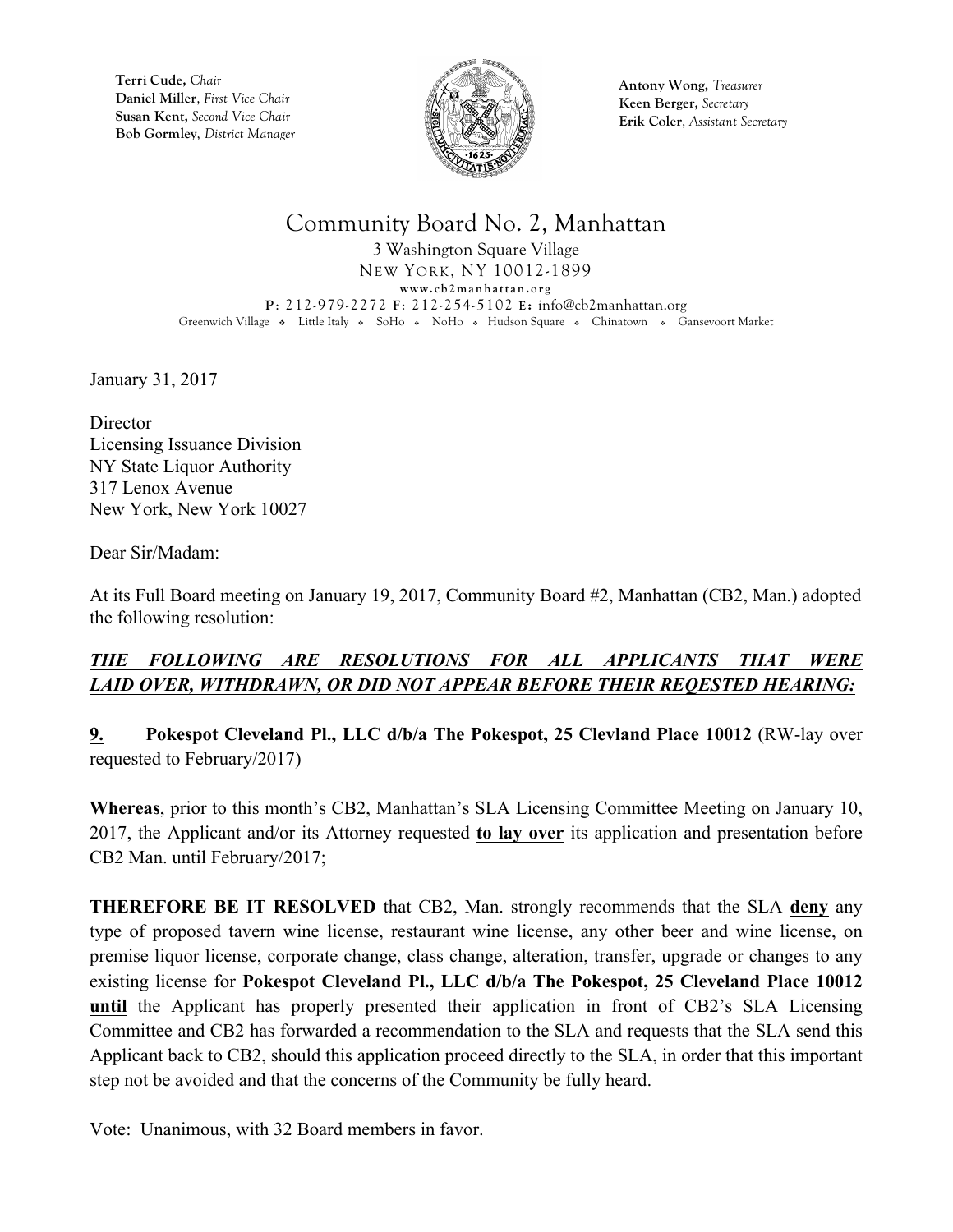**Terri Cude,** *Chair*
**Daniel Miller**, *First Vice Chair*
**Susan Kent,** *Second Vice Chair*
**Bob Gormley**, *District Manager*

**Antony Wong,** *Treasurer*
**Keen Berger,** *Secretary*
**Erik Coler**, *Assistant Secretary*

# Community Board No. 2, Manhattan

3 Washington Square Village
NEW YORK, NY 10012-1899
www.cb2manhattan.org
P: 212-979-2272 F: 212-254-5102 E: info@cb2manhattan.org
Greenwich Village ❖ Little Italy ❖ SoHo ❖ NoHo ❖ Hudson Square ❖ Chinatown ❖ Gansevoort Market

January 31, 2017

Director
Licensing Issuance Division
NY State Liquor Authority
317 Lenox Avenue
New York, New York 10027

Dear Sir/Madam:

At its Full Board meeting on January 19, 2017, Community Board #2, Manhattan (CB2, Man.) adopted the following resolution:

***THE FOLLOWING ARE RESOLUTIONS FOR ALL APPLICANTS THAT WERE LAID OVER, WITHDRAWN, OR DID NOT APPEAR BEFORE THEIR REQESTED HEARING:***

**9. Pokespot Cleveland Pl., LLC d/b/a The Pokespot, 25 Clevland Place 10012** (RW-lay over requested to February/2017)

**Whereas**, prior to this month's CB2, Manhattan's SLA Licensing Committee Meeting on January 10, 2017, the Applicant and/or its Attorney requested **to lay over** its application and presentation before CB2 Man. until February/2017;

**THEREFORE BE IT RESOLVED** that CB2, Man. strongly recommends that the SLA **deny** any type of proposed tavern wine license, restaurant wine license, any other beer and wine license, on premise liquor license, corporate change, class change, alteration, transfer, upgrade or changes to any existing license for **Pokespot Cleveland Pl., LLC d/b/a The Pokespot, 25 Cleveland Place 10012 until** the Applicant has properly presented their application in front of CB2's SLA Licensing Committee and CB2 has forwarded a recommendation to the SLA and requests that the SLA send this Applicant back to CB2, should this application proceed directly to the SLA, in order that this important step not be avoided and that the concerns of the Community be fully heard.

Vote: Unanimous, with 32 Board members in favor.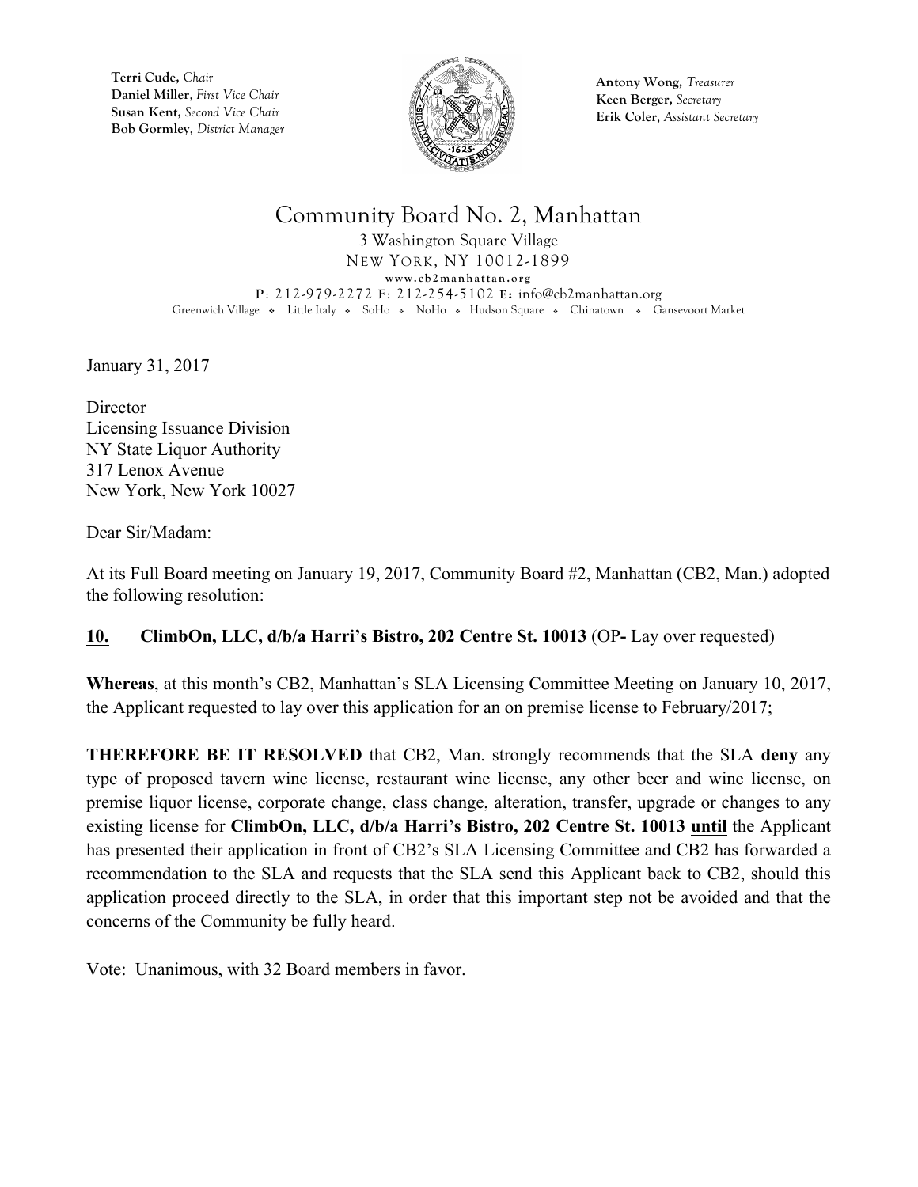**Terri Cude,** *Chair*
**Daniel Miller**, *First Vice Chair*
**Susan Kent,** *Second Vice Chair*
**Bob Gormley**, *District Manager*

**Antony Wong,** *Treasurer*
**Keen Berger,** *Secretary*
**Erik Coler**, *Assistant Secretary*

# Community Board No. 2, Manhattan

3 Washington Square Village
NEW YORK, NY 10012-1899
www.cb2manhattan.org
P: 212-979-2272 F: 212-254-5102 E: info@cb2manhattan.org
Greenwich Village ❖ Little Italy ❖ SoHo ❖ NoHo ❖ Hudson Square ❖ Chinatown ❖ Gansevoort Market

January 31, 2017

Director
Licensing Issuance Division
NY State Liquor Authority
317 Lenox Avenue
New York, New York 10027

Dear Sir/Madam:

At its Full Board meeting on January 19, 2017, Community Board #2, Manhattan (CB2, Man.) adopted the following resolution:

**10. ClimbOn, LLC, d/b/a Harri's Bistro, 202 Centre St. 10013** (OP- Lay over requested)

**Whereas**, at this month's CB2, Manhattan's SLA Licensing Committee Meeting on January 10, 2017, the Applicant requested to lay over this application for an on premise license to February/2017;

**THEREFORE BE IT RESOLVED** that CB2, Man. strongly recommends that the SLA **deny** any type of proposed tavern wine license, restaurant wine license, any other beer and wine license, on premise liquor license, corporate change, class change, alteration, transfer, upgrade or changes to any existing license for **ClimbOn, LLC, d/b/a Harri's Bistro, 202 Centre St. 10013 until** the Applicant has presented their application in front of CB2's SLA Licensing Committee and CB2 has forwarded a recommendation to the SLA and requests that the SLA send this Applicant back to CB2, should this application proceed directly to the SLA, in order that this important step not be avoided and that the concerns of the Community be fully heard.

Vote: Unanimous, with 32 Board members in favor.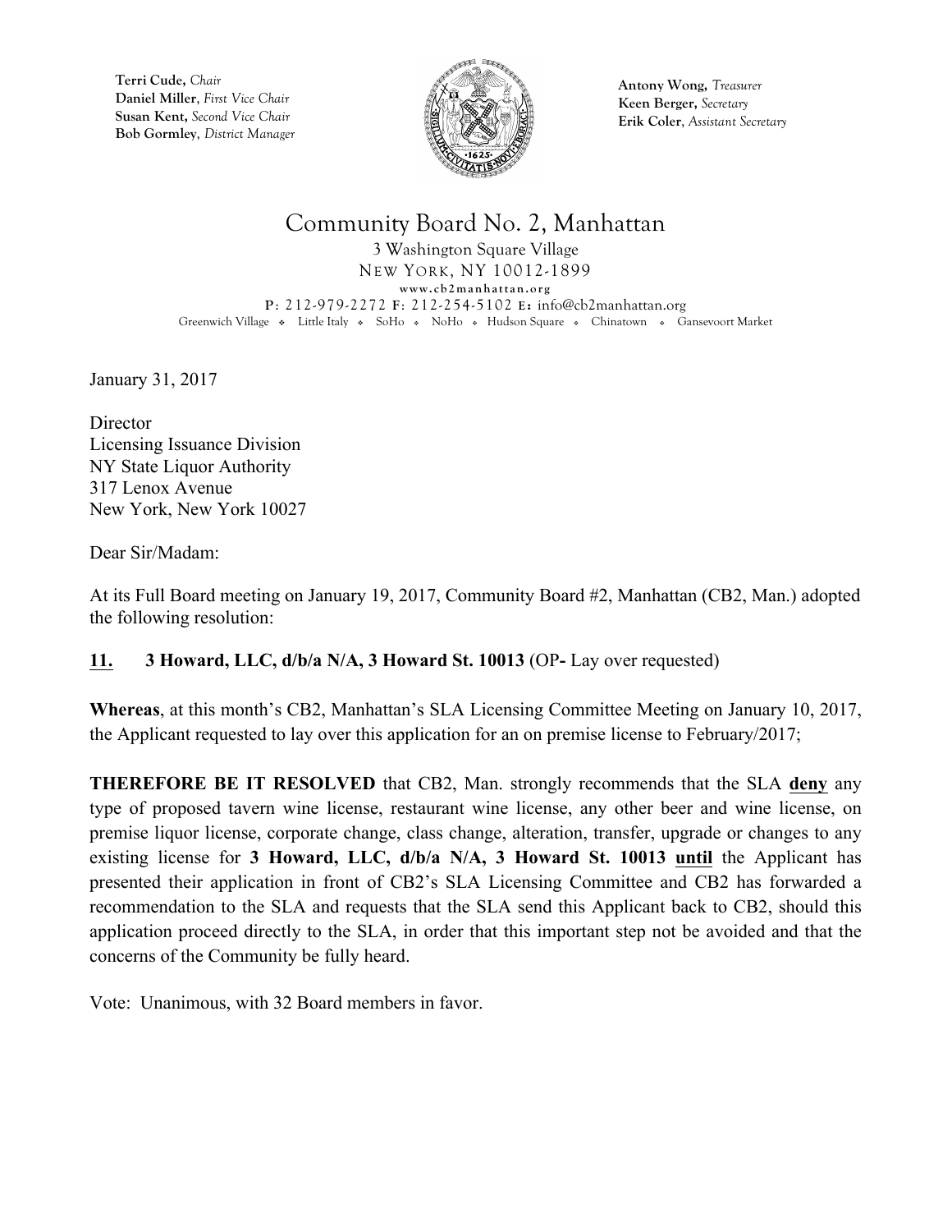Terri Cude, *Chair*
Daniel Miller, *First Vice Chair*
Susan Kent, *Second Vice Chair*
Bob Gormley, *District Manager*

Antony Wong, *Treasurer*
Keen Berger, *Secretary*
Erik Coler, *Assistant Secretary*

# Community Board No. 2, Manhattan

3 Washington Square Village
NEW YORK, NY 10012-1899
www.cb2manhattan.org
P: 212-979-2272 F: 212-254-5102 E: info@cb2manhattan.org
Greenwich Village ❖ Little Italy ❖ SoHo ❖ NoHo ❖ Hudson Square ❖ Chinatown ❖ Gansevoort Market

January 31, 2017

Director
Licensing Issuance Division
NY State Liquor Authority
317 Lenox Avenue
New York, New York 10027

Dear Sir/Madam:

At its Full Board meeting on January 19, 2017, Community Board #2, Manhattan (CB2, Man.) adopted the following resolution:

**11. 3 Howard, LLC, d/b/a N/A, 3 Howard St. 10013** (OP**-** Lay over requested)

**Whereas**, at this month's CB2, Manhattan's SLA Licensing Committee Meeting on January 10, 2017, the Applicant requested to lay over this application for an on premise license to February/2017;

**THEREFORE BE IT RESOLVED** that CB2, Man. strongly recommends that the SLA **deny** any type of proposed tavern wine license, restaurant wine license, any other beer and wine license, on premise liquor license, corporate change, class change, alteration, transfer, upgrade or changes to any existing license for **3 Howard, LLC, d/b/a N/A, 3 Howard St. 10013 until** the Applicant has presented their application in front of CB2's SLA Licensing Committee and CB2 has forwarded a recommendation to the SLA and requests that the SLA send this Applicant back to CB2, should this application proceed directly to the SLA, in order that this important step not be avoided and that the concerns of the Community be fully heard.

Vote: Unanimous, with 32 Board members in favor.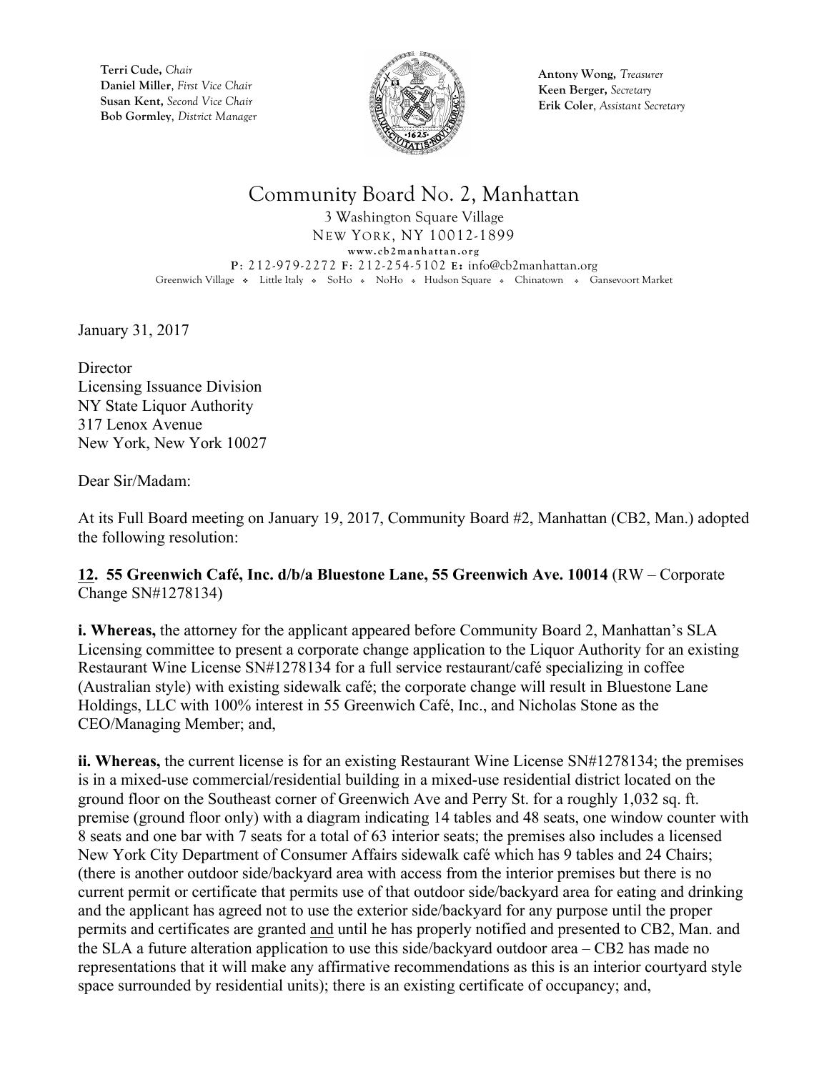Terri Cude, *Chair*
Daniel Miller, *First Vice Chair*
Susan Kent, *Second Vice Chair*
Bob Gormley, *District Manager*

Antony Wong, *Treasurer*
Keen Berger, *Secretary*
Erik Coler, *Assistant Secretary*

# Community Board No. 2, Manhattan

3 Washington Square Village
NEW YORK, NY 10012-1899
www.cb2manhattan.org
P: 212-979-2272 F: 212-254-5102 E: info@cb2manhattan.org
Greenwich Village ❖ Little Italy ❖ SoHo ❖ NoHo ❖ Hudson Square ❖ Chinatown ❖ Gansevoort Market

January 31, 2017

Director
Licensing Issuance Division
NY State Liquor Authority
317 Lenox Avenue
New York, New York 10027

Dear Sir/Madam:

At its Full Board meeting on January 19, 2017, Community Board #2, Manhattan (CB2, Man.) adopted the following resolution:

**12. 55 Greenwich Café, Inc. d/b/a Bluestone Lane, 55 Greenwich Ave. 10014** (RW – Corporate Change SN#1278134)

**i. Whereas,** the attorney for the applicant appeared before Community Board 2, Manhattan's SLA Licensing committee to present a corporate change application to the Liquor Authority for an existing Restaurant Wine License SN#1278134 for a full service restaurant/café specializing in coffee (Australian style) with existing sidewalk café; the corporate change will result in Bluestone Lane Holdings, LLC with 100% interest in 55 Greenwich Café, Inc., and Nicholas Stone as the CEO/Managing Member; and,

**ii. Whereas,** the current license is for an existing Restaurant Wine License SN#1278134; the premises is in a mixed-use commercial/residential building in a mixed-use residential district located on the ground floor on the Southeast corner of Greenwich Ave and Perry St. for a roughly 1,032 sq. ft. premise (ground floor only) with a diagram indicating 14 tables and 48 seats, one window counter with 8 seats and one bar with 7 seats for a total of 63 interior seats; the premises also includes a licensed New York City Department of Consumer Affairs sidewalk café which has 9 tables and 24 Chairs; (there is another outdoor side/backyard area with access from the interior premises but there is no current permit or certificate that permits use of that outdoor side/backyard area for eating and drinking and the applicant has agreed not to use the exterior side/backyard for any purpose until the proper permits and certificates are granted <u>and</u> until he has properly notified and presented to CB2, Man. and the SLA a future alteration application to use this side/backyard outdoor area – CB2 has made no representations that it will make any affirmative recommendations as this is an interior courtyard style space surrounded by residential units); there is an existing certificate of occupancy; and,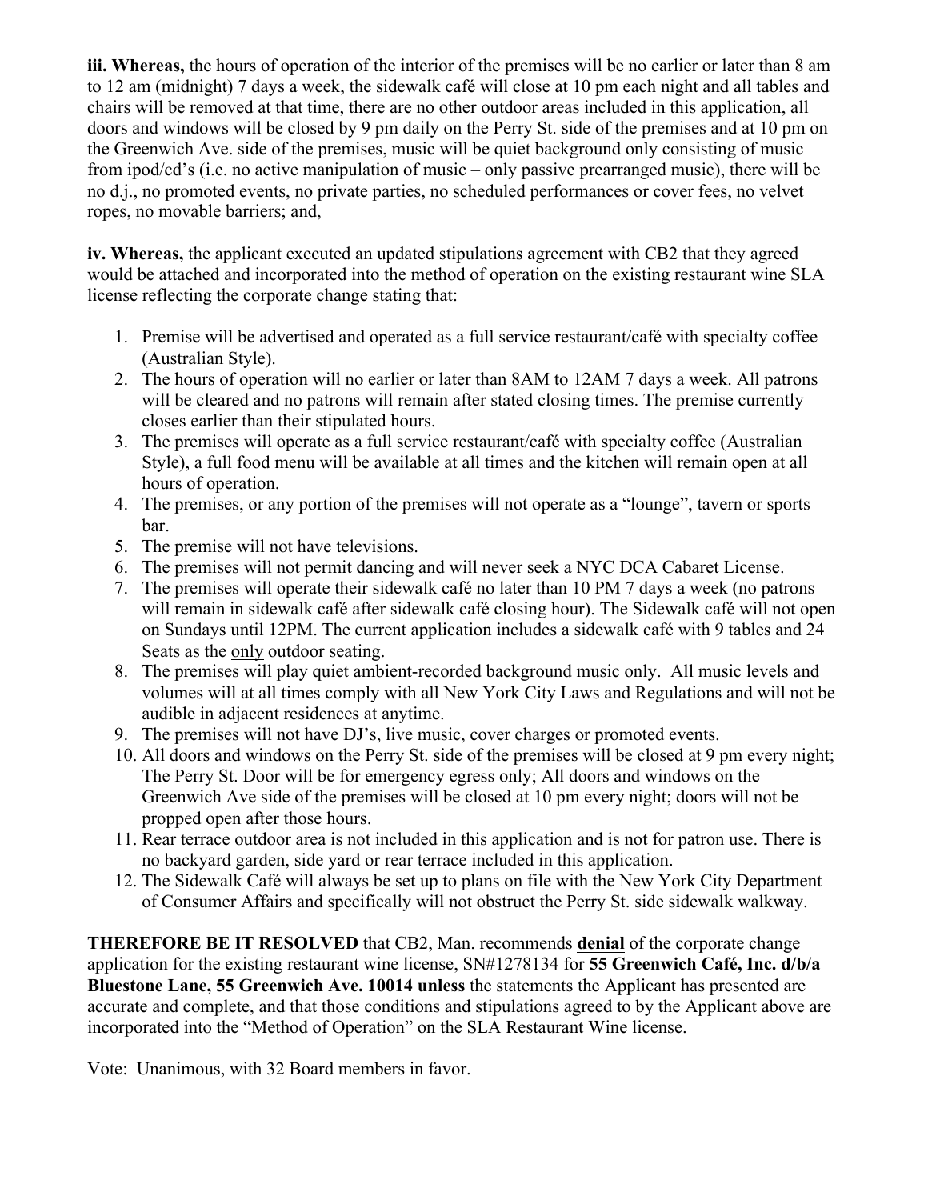**iii. Whereas,** the hours of operation of the interior of the premises will be no earlier or later than 8 am to 12 am (midnight) 7 days a week, the sidewalk café will close at 10 pm each night and all tables and chairs will be removed at that time, there are no other outdoor areas included in this application, all doors and windows will be closed by 9 pm daily on the Perry St. side of the premises and at 10 pm on the Greenwich Ave. side of the premises, music will be quiet background only consisting of music from ipod/cd's (i.e. no active manipulation of music – only passive prearranged music), there will be no d.j., no promoted events, no private parties, no scheduled performances or cover fees, no velvet ropes, no movable barriers; and,

**iv. Whereas,** the applicant executed an updated stipulations agreement with CB2 that they agreed would be attached and incorporated into the method of operation on the existing restaurant wine SLA license reflecting the corporate change stating that:

1. Premise will be advertised and operated as a full service restaurant/café with specialty coffee (Australian Style).
2. The hours of operation will no earlier or later than 8AM to 12AM 7 days a week. All patrons will be cleared and no patrons will remain after stated closing times. The premise currently closes earlier than their stipulated hours.
3. The premises will operate as a full service restaurant/café with specialty coffee (Australian Style), a full food menu will be available at all times and the kitchen will remain open at all hours of operation.
4. The premises, or any portion of the premises will not operate as a "lounge", tavern or sports bar.
5. The premise will not have televisions.
6. The premises will not permit dancing and will never seek a NYC DCA Cabaret License.
7. The premises will operate their sidewalk café no later than 10 PM 7 days a week (no patrons will remain in sidewalk café after sidewalk café closing hour). The Sidewalk café will not open on Sundays until 12PM. The current application includes a sidewalk café with 9 tables and 24 Seats as the <u>only</u> outdoor seating.
8. The premises will play quiet ambient-recorded background music only. All music levels and volumes will at all times comply with all New York City Laws and Regulations and will not be audible in adjacent residences at anytime.
9. The premises will not have DJ's, live music, cover charges or promoted events.
10. All doors and windows on the Perry St. side of the premises will be closed at 9 pm every night; The Perry St. Door will be for emergency egress only; All doors and windows on the Greenwich Ave side of the premises will be closed at 10 pm every night; doors will not be propped open after those hours.
11. Rear terrace outdoor area is not included in this application and is not for patron use. There is no backyard garden, side yard or rear terrace included in this application.
12. The Sidewalk Café will always be set up to plans on file with the New York City Department of Consumer Affairs and specifically will not obstruct the Perry St. side sidewalk walkway.

**THEREFORE BE IT RESOLVED** that CB2, Man. recommends **<u>denial</u>** of the corporate change application for the existing restaurant wine license, SN#1278134 for **55 Greenwich Café, Inc. d/b/a Bluestone Lane, 55 Greenwich Ave. 10014 <u>unless</u>** the statements the Applicant has presented are accurate and complete, and that those conditions and stipulations agreed to by the Applicant above are incorporated into the "Method of Operation" on the SLA Restaurant Wine license.

Vote: Unanimous, with 32 Board members in favor.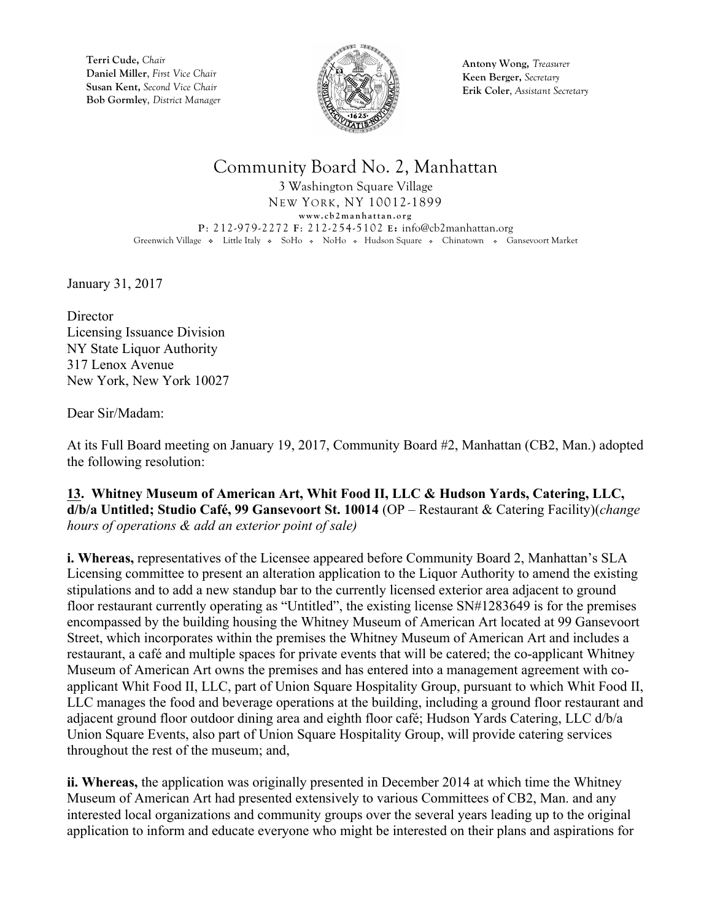**Terri Cude,** *Chair*
**Daniel Miller**, *First Vice Chair*
**Susan Kent,** *Second Vice Chair*
**Bob Gormley**, *District Manager*

**Antony Wong,** *Treasurer*
**Keen Berger,** *Secretary*
**Erik Coler**, *Assistant Secretary*

# Community Board No. 2, Manhattan

3 Washington Square Village
NEW YORK, NY 10012-1899
www.cb2manhattan.org
P: 212-979-2272 F: 212-254-5102 E: info@cb2manhattan.org
Greenwich Village ❖ Little Italy ❖ SoHo ❖ NoHo ❖ Hudson Square ❖ Chinatown ❖ Gansevoort Market

January 31, 2017

Director
Licensing Issuance Division
NY State Liquor Authority
317 Lenox Avenue
New York, New York 10027

Dear Sir/Madam:

At its Full Board meeting on January 19, 2017, Community Board #2, Manhattan (CB2, Man.) adopted the following resolution:

**13. Whitney Museum of American Art, Whit Food II, LLC & Hudson Yards, Catering, LLC, d/b/a Untitled; Studio Café, 99 Gansevoort St. 10014** (OP – Restaurant & Catering Facility)(*change hours of operations & add an exterior point of sale)*

**i. Whereas,** representatives of the Licensee appeared before Community Board 2, Manhattan's SLA Licensing committee to present an alteration application to the Liquor Authority to amend the existing stipulations and to add a new standup bar to the currently licensed exterior area adjacent to ground floor restaurant currently operating as "Untitled", the existing license SN#1283649 is for the premises encompassed by the building housing the Whitney Museum of American Art located at 99 Gansevoort Street, which incorporates within the premises the Whitney Museum of American Art and includes a restaurant, a café and multiple spaces for private events that will be catered; the co-applicant Whitney Museum of American Art owns the premises and has entered into a management agreement with co-applicant Whit Food II, LLC, part of Union Square Hospitality Group, pursuant to which Whit Food II, LLC manages the food and beverage operations at the building, including a ground floor restaurant and adjacent ground floor outdoor dining area and eighth floor café; Hudson Yards Catering, LLC d/b/a Union Square Events, also part of Union Square Hospitality Group, will provide catering services throughout the rest of the museum; and,

**ii. Whereas,** the application was originally presented in December 2014 at which time the Whitney Museum of American Art had presented extensively to various Committees of CB2, Man. and any interested local organizations and community groups over the several years leading up to the original application to inform and educate everyone who might be interested on their plans and aspirations for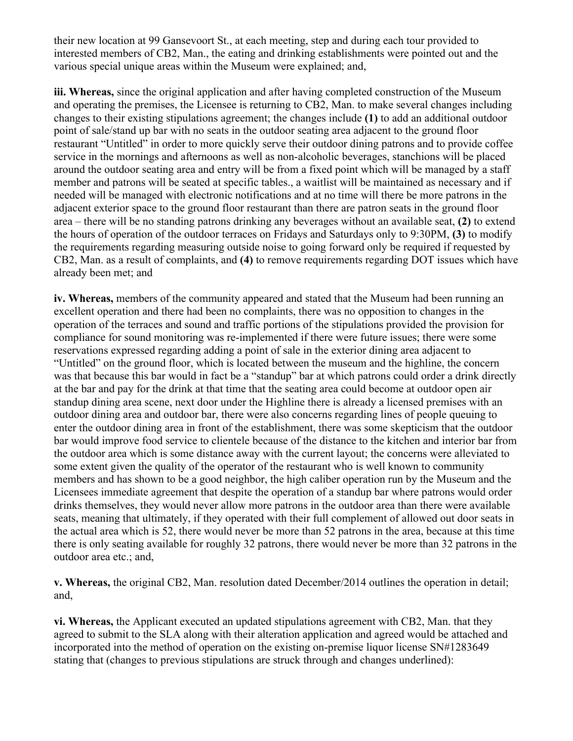their new location at 99 Gansevoort St., at each meeting, step and during each tour provided to interested members of CB2, Man., the eating and drinking establishments were pointed out and the various special unique areas within the Museum were explained; and,

**iii. Whereas,** since the original application and after having completed construction of the Museum and operating the premises, the Licensee is returning to CB2, Man. to make several changes including changes to their existing stipulations agreement; the changes include **(1)** to add an additional outdoor point of sale/stand up bar with no seats in the outdoor seating area adjacent to the ground floor restaurant "Untitled" in order to more quickly serve their outdoor dining patrons and to provide coffee service in the mornings and afternoons as well as non-alcoholic beverages, stanchions will be placed around the outdoor seating area and entry will be from a fixed point which will be managed by a staff member and patrons will be seated at specific tables., a waitlist will be maintained as necessary and if needed will be managed with electronic notifications and at no time will there be more patrons in the adjacent exterior space to the ground floor restaurant than there are patron seats in the ground floor area – there will be no standing patrons drinking any beverages without an available seat, **(2)** to extend the hours of operation of the outdoor terraces on Fridays and Saturdays only to 9:30PM, **(3)** to modify the requirements regarding measuring outside noise to going forward only be required if requested by CB2, Man. as a result of complaints, and **(4)** to remove requirements regarding DOT issues which have already been met; and

**iv. Whereas,** members of the community appeared and stated that the Museum had been running an excellent operation and there had been no complaints, there was no opposition to changes in the operation of the terraces and sound and traffic portions of the stipulations provided the provision for compliance for sound monitoring was re-implemented if there were future issues; there were some reservations expressed regarding adding a point of sale in the exterior dining area adjacent to "Untitled" on the ground floor, which is located between the museum and the highline, the concern was that because this bar would in fact be a "standup" bar at which patrons could order a drink directly at the bar and pay for the drink at that time that the seating area could become at outdoor open air standup dining area scene, next door under the Highline there is already a licensed premises with an outdoor dining area and outdoor bar, there were also concerns regarding lines of people queuing to enter the outdoor dining area in front of the establishment, there was some skepticism that the outdoor bar would improve food service to clientele because of the distance to the kitchen and interior bar from the outdoor area which is some distance away with the current layout; the concerns were alleviated to some extent given the quality of the operator of the restaurant who is well known to community members and has shown to be a good neighbor, the high caliber operation run by the Museum and the Licensees immediate agreement that despite the operation of a standup bar where patrons would order drinks themselves, they would never allow more patrons in the outdoor area than there were available seats, meaning that ultimately, if they operated with their full complement of allowed out door seats in the actual area which is 52, there would never be more than 52 patrons in the area, because at this time there is only seating available for roughly 32 patrons, there would never be more than 32 patrons in the outdoor area etc.; and,

**v. Whereas,** the original CB2, Man. resolution dated December/2014 outlines the operation in detail; and,

**vi. Whereas,** the Applicant executed an updated stipulations agreement with CB2, Man. that they agreed to submit to the SLA along with their alteration application and agreed would be attached and incorporated into the method of operation on the existing on-premise liquor license SN#1283649 stating that (changes to previous stipulations are struck through and changes underlined):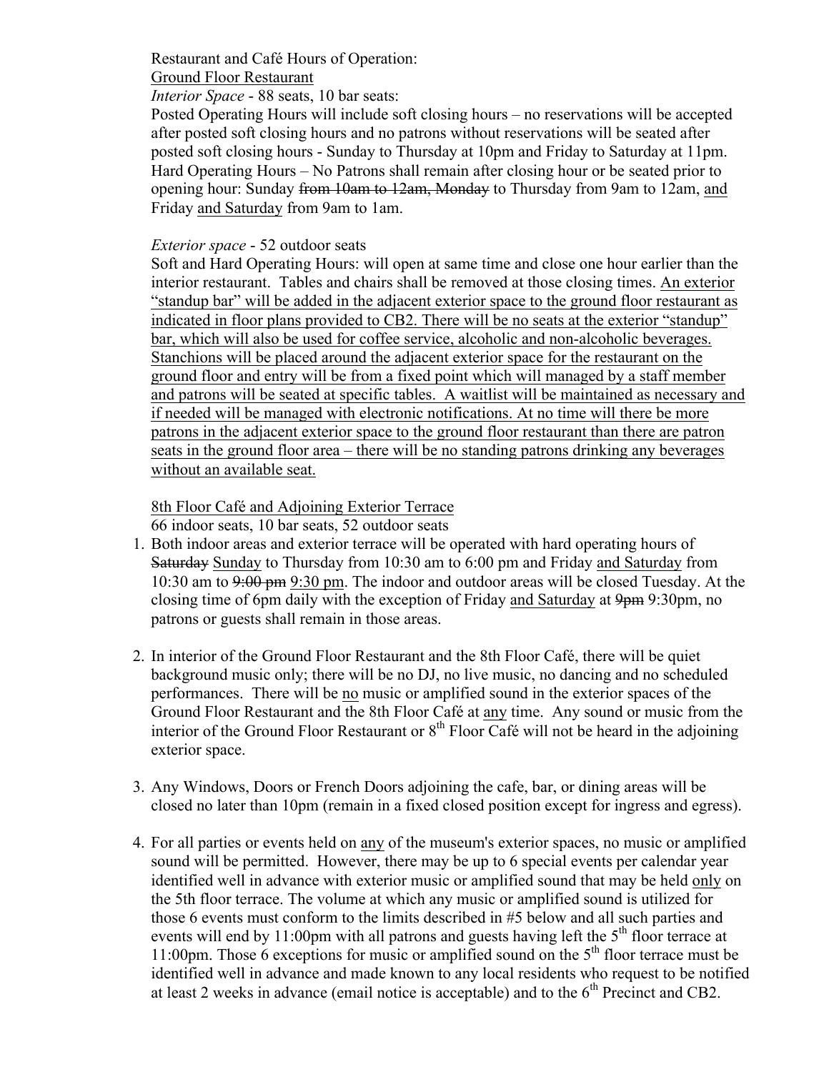Restaurant and Café Hours of Operation:

<u>Ground Floor Restaurant</u>

*Interior Space* - 88 seats, 10 bar seats:

Posted Operating Hours will include soft closing hours – no reservations will be accepted after posted soft closing hours and no patrons without reservations will be seated after posted soft closing hours - Sunday to Thursday at 10pm and Friday to Saturday at 11pm. Hard Operating Hours – No Patrons shall remain after closing hour or be seated prior to opening hour: Sunday ~~from 10am to 12am, Monday~~ to Thursday from 9am to 12am, <u>and</u> Friday <u>and Saturday</u> from 9am to 1am.

*Exterior space* - 52 outdoor seats

Soft and Hard Operating Hours: will open at same time and close one hour earlier than the interior restaurant. Tables and chairs shall be removed at those closing times. <u>An exterior "standup bar" will be added in the adjacent exterior space to the ground floor restaurant as indicated in floor plans provided to CB2. There will be no seats at the exterior "standup" bar, which will also be used for coffee service, alcoholic and non-alcoholic beverages. Stanchions will be placed around the adjacent exterior space for the restaurant on the ground floor and entry will be from a fixed point which will managed by a staff member and patrons will be seated at specific tables. A waitlist will be maintained as necessary and if needed will be managed with electronic notifications. At no time will there be more patrons in the adjacent exterior space to the ground floor restaurant than there are patron seats in the ground floor area – there will be no standing patrons drinking any beverages without an available seat.</u>

<u>8th Floor Café and Adjoining Exterior Terrace</u>

66 indoor seats, 10 bar seats, 52 outdoor seats

1. Both indoor areas and exterior terrace will be operated with hard operating hours of ~~Saturday~~ <u>Sunday</u> to Thursday from 10:30 am to 6:00 pm and Friday <u>and Saturday</u> from 10:30 am to ~~9:00 pm~~ <u>9:30 pm</u>. The indoor and outdoor areas will be closed Tuesday. At the closing time of 6pm daily with the exception of Friday <u>and Saturday</u> at ~~9pm~~ 9:30pm, no patrons or guests shall remain in those areas.

2. In interior of the Ground Floor Restaurant and the 8th Floor Café, there will be quiet background music only; there will be no DJ, no live music, no dancing and no scheduled performances. There will be <u>no</u> music or amplified sound in the exterior spaces of the Ground Floor Restaurant and the 8th Floor Café at <u>any</u> time. Any sound or music from the interior of the Ground Floor Restaurant or 8th Floor Café will not be heard in the adjoining exterior space.

3. Any Windows, Doors or French Doors adjoining the cafe, bar, or dining areas will be closed no later than 10pm (remain in a fixed closed position except for ingress and egress).

4. For all parties or events held on <u>any</u> of the museum's exterior spaces, no music or amplified sound will be permitted. However, there may be up to 6 special events per calendar year identified well in advance with exterior music or amplified sound that may be held <u>only</u> on the 5th floor terrace. The volume at which any music or amplified sound is utilized for those 6 events must conform to the limits described in #5 below and all such parties and events will end by 11:00pm with all patrons and guests having left the 5th floor terrace at 11:00pm. Those 6 exceptions for music or amplified sound on the 5th floor terrace must be identified well in advance and made known to any local residents who request to be notified at least 2 weeks in advance (email notice is acceptable) and to the 6th Precinct and CB2.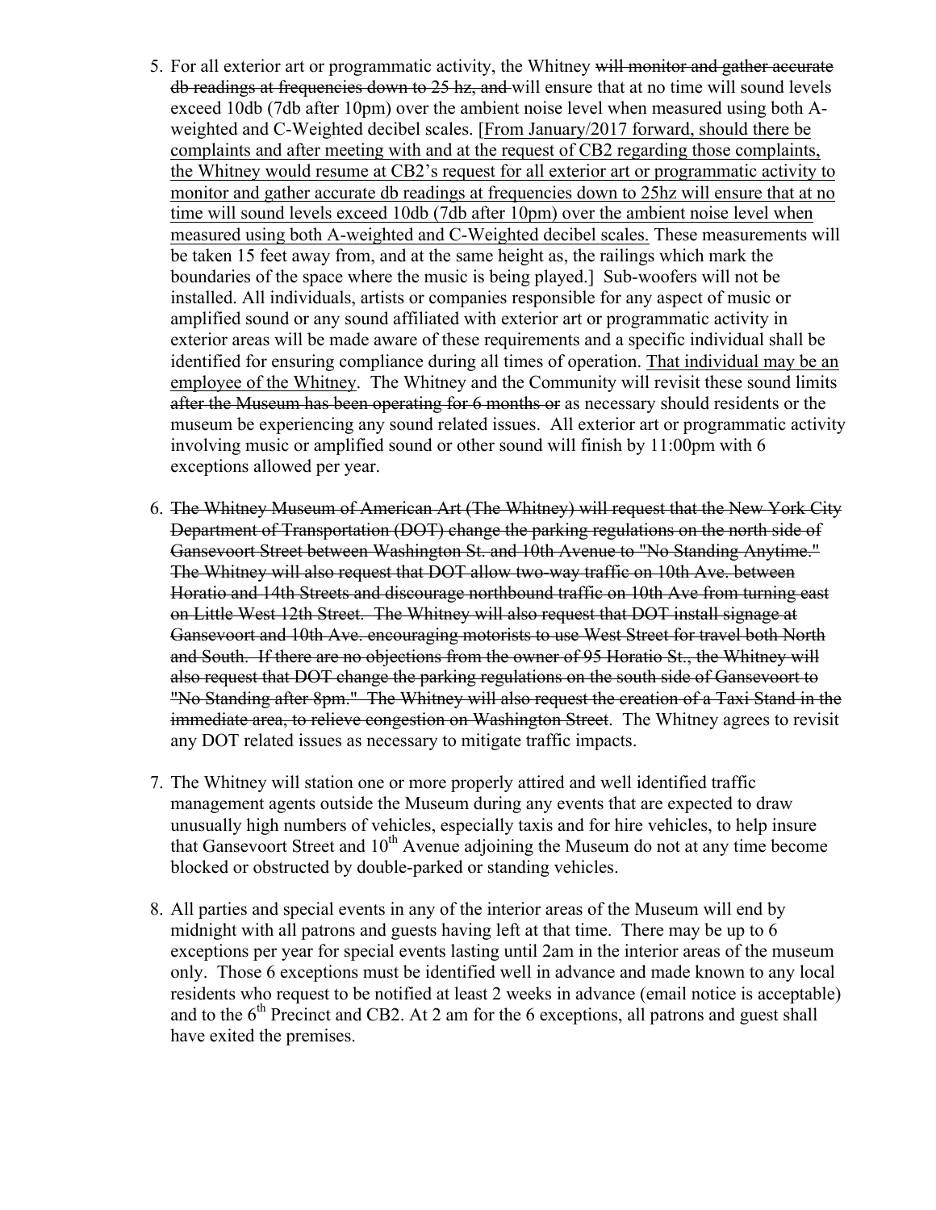5. For all exterior art or programmatic activity, the Whitney ~~will monitor and gather accurate db readings at frequencies down to 25 hz, and~~ will ensure that at no time will sound levels exceed 10db (7db after 10pm) over the ambient noise level when measured using both A-weighted and C-Weighted decibel scales. [<u>From January/2017 forward, should there be complaints and after meeting with and at the request of CB2 regarding those complaints, the Whitney would resume at CB2's request for all exterior art or programmatic activity to monitor and gather accurate db readings at frequencies down to 25hz will ensure that at no time will sound levels exceed 10db (7db after 10pm) over the ambient noise level when measured using both A-weighted and C-Weighted decibel scales.</u> These measurements will be taken 15 feet away from, and at the same height as, the railings which mark the boundaries of the space where the music is being played.] Sub-woofers will not be installed. All individuals, artists or companies responsible for any aspect of music or amplified sound or any sound affiliated with exterior art or programmatic activity in exterior areas will be made aware of these requirements and a specific individual shall be identified for ensuring compliance during all times of operation. <u>That individual may be an employee of the Whitney</u>. The Whitney and the Community will revisit these sound limits ~~after the Museum has been operating for 6 months or~~ as necessary should residents or the museum be experiencing any sound related issues. All exterior art or programmatic activity involving music or amplified sound or other sound will finish by 11:00pm with 6 exceptions allowed per year.

6. ~~The Whitney Museum of American Art (The Whitney) will request that the New York City Department of Transportation (DOT) change the parking regulations on the north side of Gansevoort Street between Washington St. and 10th Avenue to "No Standing Anytime." The Whitney will also request that DOT allow two-way traffic on 10th Ave. between Horatio and 14th Streets and discourage northbound traffic on 10th Ave from turning east on Little West 12th Street. The Whitney will also request that DOT install signage at Gansevoort and 10th Ave. encouraging motorists to use West Street for travel both North and South. If there are no objections from the owner of 95 Horatio St., the Whitney will also request that DOT change the parking regulations on the south side of Gansevoort to "No Standing after 8pm." The Whitney will also request the creation of a Taxi Stand in the immediate area, to relieve congestion on Washington Street~~. The Whitney agrees to revisit any DOT related issues as necessary to mitigate traffic impacts.

7. The Whitney will station one or more properly attired and well identified traffic management agents outside the Museum during any events that are expected to draw unusually high numbers of vehicles, especially taxis and for hire vehicles, to help insure that Gansevoort Street and 10th Avenue adjoining the Museum do not at any time become blocked or obstructed by double-parked or standing vehicles.

8. All parties and special events in any of the interior areas of the Museum will end by midnight with all patrons and guests having left at that time. There may be up to 6 exceptions per year for special events lasting until 2am in the interior areas of the museum only. Those 6 exceptions must be identified well in advance and made known to any local residents who request to be notified at least 2 weeks in advance (email notice is acceptable) and to the 6th Precinct and CB2. At 2 am for the 6 exceptions, all patrons and guest shall have exited the premises.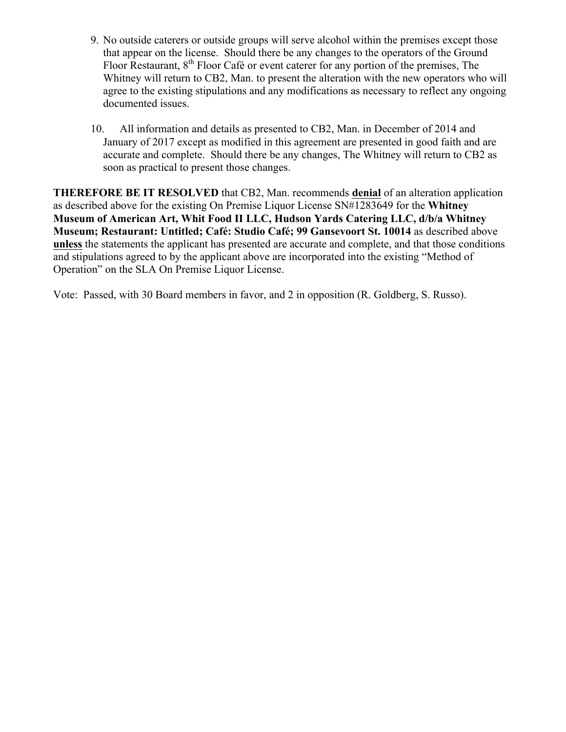9. No outside caterers or outside groups will serve alcohol within the premises except those that appear on the license. Should there be any changes to the operators of the Ground Floor Restaurant, 8th Floor Café or event caterer for any portion of the premises, The Whitney will return to CB2, Man. to present the alteration with the new operators who will agree to the existing stipulations and any modifications as necessary to reflect any ongoing documented issues.

10. All information and details as presented to CB2, Man. in December of 2014 and January of 2017 except as modified in this agreement are presented in good faith and are accurate and complete. Should there be any changes, The Whitney will return to CB2 as soon as practical to present those changes.

**THEREFORE BE IT RESOLVED** that CB2, Man. recommends **denial** of an alteration application as described above for the existing On Premise Liquor License SN#1283649 for the **Whitney Museum of American Art, Whit Food II LLC, Hudson Yards Catering LLC, d/b/a Whitney Museum; Restaurant: Untitled; Café: Studio Café; 99 Gansevoort St. 10014** as described above **unless** the statements the applicant has presented are accurate and complete, and that those conditions and stipulations agreed to by the applicant above are incorporated into the existing "Method of Operation" on the SLA On Premise Liquor License.

Vote: Passed, with 30 Board members in favor, and 2 in opposition (R. Goldberg, S. Russo).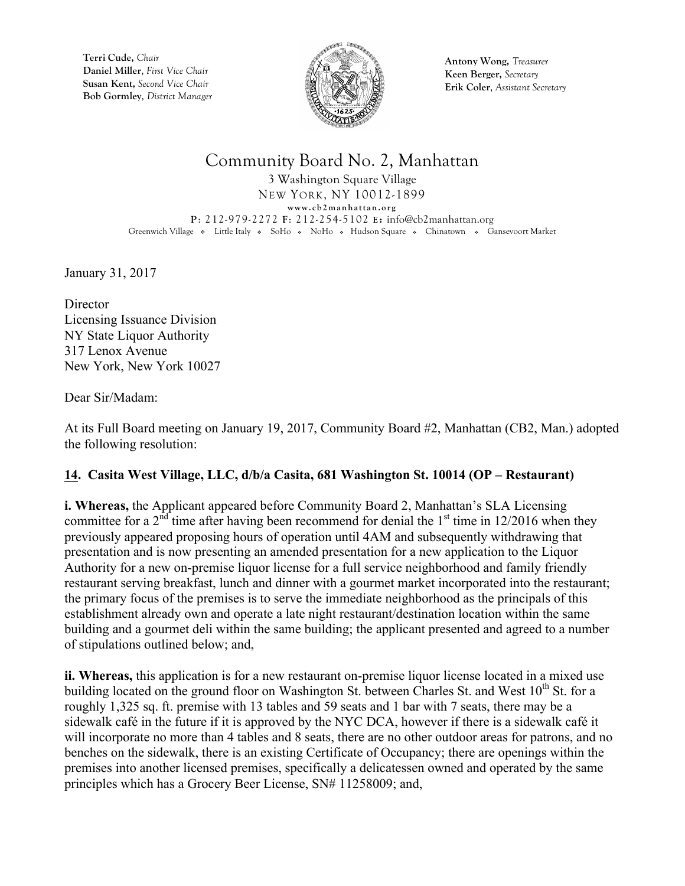Terri Cude, *Chair*
Daniel Miller, *First Vice Chair*
Susan Kent, *Second Vice Chair*
Bob Gormley, *District Manager*

Antony Wong, *Treasurer*
Keen Berger, *Secretary*
Erik Coler, *Assistant Secretary*

# Community Board No. 2, Manhattan

3 Washington Square Village
NEW YORK, NY 10012-1899
www.cb2manhattan.org
P: 212-979-2272 F: 212-254-5102 E: info@cb2manhattan.org
Greenwich Village ❖ Little Italy ❖ SoHo ❖ NoHo ❖ Hudson Square ❖ Chinatown ❖ Gansevoort Market

January 31, 2017

Director
Licensing Issuance Division
NY State Liquor Authority
317 Lenox Avenue
New York, New York 10027

Dear Sir/Madam:

At its Full Board meeting on January 19, 2017, Community Board #2, Manhattan (CB2, Man.) adopted the following resolution:

**14. Casita West Village, LLC, d/b/a Casita, 681 Washington St. 10014 (OP – Restaurant)**

**i. Whereas,** the Applicant appeared before Community Board 2, Manhattan's SLA Licensing committee for a 2nd time after having been recommend for denial the 1st time in 12/2016 when they previously appeared proposing hours of operation until 4AM and subsequently withdrawing that presentation and is now presenting an amended presentation for a new application to the Liquor Authority for a new on-premise liquor license for a full service neighborhood and family friendly restaurant serving breakfast, lunch and dinner with a gourmet market incorporated into the restaurant; the primary focus of the premises is to serve the immediate neighborhood as the principals of this establishment already own and operate a late night restaurant/destination location within the same building and a gourmet deli within the same building; the applicant presented and agreed to a number of stipulations outlined below; and,

**ii. Whereas,** this application is for a new restaurant on-premise liquor license located in a mixed use building located on the ground floor on Washington St. between Charles St. and West 10th St. for a roughly 1,325 sq. ft. premise with 13 tables and 59 seats and 1 bar with 7 seats, there may be a sidewalk café in the future if it is approved by the NYC DCA, however if there is a sidewalk café it will incorporate no more than 4 tables and 8 seats, there are no other outdoor areas for patrons, and no benches on the sidewalk, there is an existing Certificate of Occupancy; there are openings within the premises into another licensed premises, specifically a delicatessen owned and operated by the same principles which has a Grocery Beer License, SN# 11258009; and,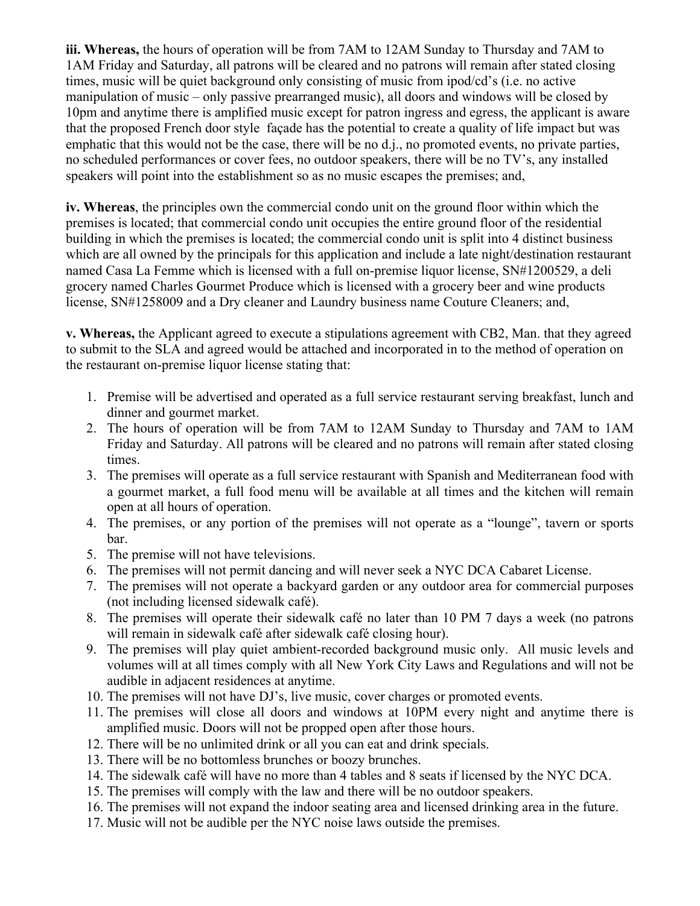**iii. Whereas,** the hours of operation will be from 7AM to 12AM Sunday to Thursday and 7AM to 1AM Friday and Saturday, all patrons will be cleared and no patrons will remain after stated closing times, music will be quiet background only consisting of music from ipod/cd's (i.e. no active manipulation of music – only passive prearranged music), all doors and windows will be closed by 10pm and anytime there is amplified music except for patron ingress and egress, the applicant is aware that the proposed French door style façade has the potential to create a quality of life impact but was emphatic that this would not be the case, there will be no d.j., no promoted events, no private parties, no scheduled performances or cover fees, no outdoor speakers, there will be no TV's, any installed speakers will point into the establishment so as no music escapes the premises; and,

**iv. Whereas**, the principles own the commercial condo unit on the ground floor within which the premises is located; that commercial condo unit occupies the entire ground floor of the residential building in which the premises is located; the commercial condo unit is split into 4 distinct business which are all owned by the principals for this application and include a late night/destination restaurant named Casa La Femme which is licensed with a full on-premise liquor license, SN#1200529, a deli grocery named Charles Gourmet Produce which is licensed with a grocery beer and wine products license, SN#1258009 and a Dry cleaner and Laundry business name Couture Cleaners; and,

**v. Whereas,** the Applicant agreed to execute a stipulations agreement with CB2, Man. that they agreed to submit to the SLA and agreed would be attached and incorporated in to the method of operation on the restaurant on-premise liquor license stating that:

1. Premise will be advertised and operated as a full service restaurant serving breakfast, lunch and dinner and gourmet market.
2. The hours of operation will be from 7AM to 12AM Sunday to Thursday and 7AM to 1AM Friday and Saturday. All patrons will be cleared and no patrons will remain after stated closing times.
3. The premises will operate as a full service restaurant with Spanish and Mediterranean food with a gourmet market, a full food menu will be available at all times and the kitchen will remain open at all hours of operation.
4. The premises, or any portion of the premises will not operate as a "lounge", tavern or sports bar.
5. The premise will not have televisions.
6. The premises will not permit dancing and will never seek a NYC DCA Cabaret License.
7. The premises will not operate a backyard garden or any outdoor area for commercial purposes (not including licensed sidewalk café).
8. The premises will operate their sidewalk café no later than 10 PM 7 days a week (no patrons will remain in sidewalk café after sidewalk café closing hour).
9. The premises will play quiet ambient-recorded background music only. All music levels and volumes will at all times comply with all New York City Laws and Regulations and will not be audible in adjacent residences at anytime.
10. The premises will not have DJ's, live music, cover charges or promoted events.
11. The premises will close all doors and windows at 10PM every night and anytime there is amplified music. Doors will not be propped open after those hours.
12. There will be no unlimited drink or all you can eat and drink specials.
13. There will be no bottomless brunches or boozy brunches.
14. The sidewalk café will have no more than 4 tables and 8 seats if licensed by the NYC DCA.
15. The premises will comply with the law and there will be no outdoor speakers.
16. The premises will not expand the indoor seating area and licensed drinking area in the future.
17. Music will not be audible per the NYC noise laws outside the premises.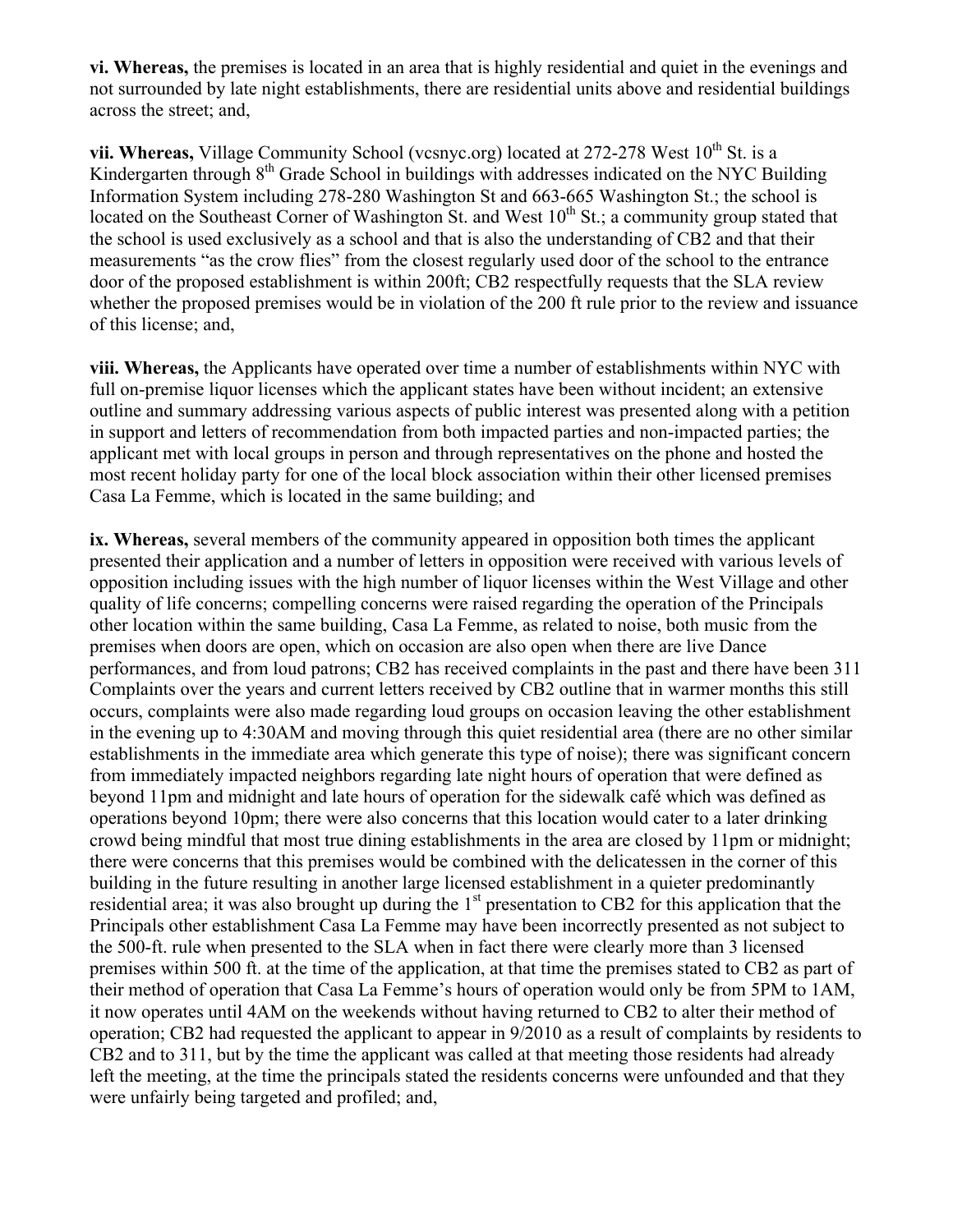**vi. Whereas,** the premises is located in an area that is highly residential and quiet in the evenings and not surrounded by late night establishments, there are residential units above and residential buildings across the street; and,

**vii. Whereas,** Village Community School (vcsnyc.org) located at 272-278 West 10th St. is a Kindergarten through 8th Grade School in buildings with addresses indicated on the NYC Building Information System including 278-280 Washington St and 663-665 Washington St.; the school is located on the Southeast Corner of Washington St. and West 10th St.; a community group stated that the school is used exclusively as a school and that is also the understanding of CB2 and that their measurements "as the crow flies" from the closest regularly used door of the school to the entrance door of the proposed establishment is within 200ft; CB2 respectfully requests that the SLA review whether the proposed premises would be in violation of the 200 ft rule prior to the review and issuance of this license; and,

**viii. Whereas,** the Applicants have operated over time a number of establishments within NYC with full on-premise liquor licenses which the applicant states have been without incident; an extensive outline and summary addressing various aspects of public interest was presented along with a petition in support and letters of recommendation from both impacted parties and non-impacted parties; the applicant met with local groups in person and through representatives on the phone and hosted the most recent holiday party for one of the local block association within their other licensed premises Casa La Femme, which is located in the same building; and

**ix. Whereas,** several members of the community appeared in opposition both times the applicant presented their application and a number of letters in opposition were received with various levels of opposition including issues with the high number of liquor licenses within the West Village and other quality of life concerns; compelling concerns were raised regarding the operation of the Principals other location within the same building, Casa La Femme, as related to noise, both music from the premises when doors are open, which on occasion are also open when there are live Dance performances, and from loud patrons; CB2 has received complaints in the past and there have been 311 Complaints over the years and current letters received by CB2 outline that in warmer months this still occurs, complaints were also made regarding loud groups on occasion leaving the other establishment in the evening up to 4:30AM and moving through this quiet residential area (there are no other similar establishments in the immediate area which generate this type of noise); there was significant concern from immediately impacted neighbors regarding late night hours of operation that were defined as beyond 11pm and midnight and late hours of operation for the sidewalk café which was defined as operations beyond 10pm; there were also concerns that this location would cater to a later drinking crowd being mindful that most true dining establishments in the area are closed by 11pm or midnight; there were concerns that this premises would be combined with the delicatessen in the corner of this building in the future resulting in another large licensed establishment in a quieter predominantly residential area; it was also brought up during the 1st presentation to CB2 for this application that the Principals other establishment Casa La Femme may have been incorrectly presented as not subject to the 500-ft. rule when presented to the SLA when in fact there were clearly more than 3 licensed premises within 500 ft. at the time of the application, at that time the premises stated to CB2 as part of their method of operation that Casa La Femme's hours of operation would only be from 5PM to 1AM, it now operates until 4AM on the weekends without having returned to CB2 to alter their method of operation; CB2 had requested the applicant to appear in 9/2010 as a result of complaints by residents to CB2 and to 311, but by the time the applicant was called at that meeting those residents had already left the meeting, at the time the principals stated the residents concerns were unfounded and that they were unfairly being targeted and profiled; and,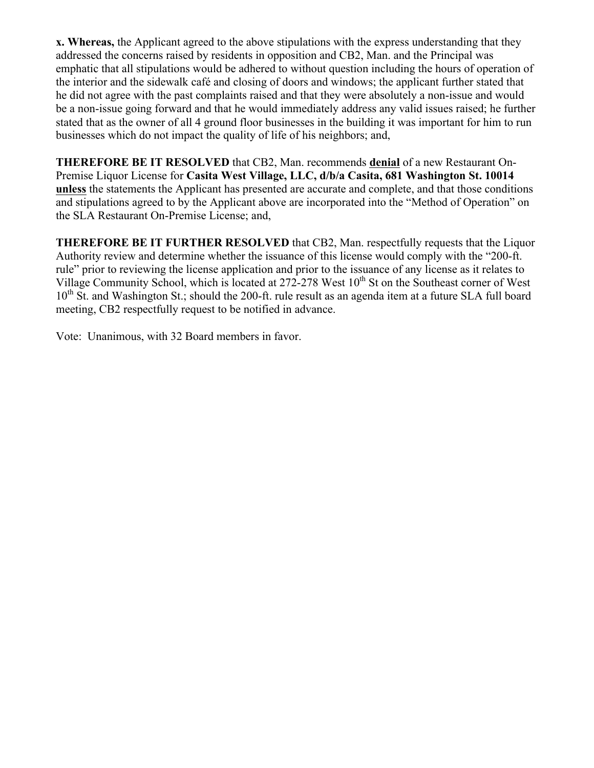**x. Whereas,** the Applicant agreed to the above stipulations with the express understanding that they addressed the concerns raised by residents in opposition and CB2, Man. and the Principal was emphatic that all stipulations would be adhered to without question including the hours of operation of the interior and the sidewalk café and closing of doors and windows; the applicant further stated that he did not agree with the past complaints raised and that they were absolutely a non-issue and would be a non-issue going forward and that he would immediately address any valid issues raised; he further stated that as the owner of all 4 ground floor businesses in the building it was important for him to run businesses which do not impact the quality of life of his neighbors; and,

**THEREFORE BE IT RESOLVED** that CB2, Man. recommends **denial** of a new Restaurant On-Premise Liquor License for **Casita West Village, LLC, d/b/a Casita, 681 Washington St. 10014 unless** the statements the Applicant has presented are accurate and complete, and that those conditions and stipulations agreed to by the Applicant above are incorporated into the "Method of Operation" on the SLA Restaurant On-Premise License; and,

**THEREFORE BE IT FURTHER RESOLVED** that CB2, Man. respectfully requests that the Liquor Authority review and determine whether the issuance of this license would comply with the "200-ft. rule" prior to reviewing the license application and prior to the issuance of any license as it relates to Village Community School, which is located at 272-278 West 10th St on the Southeast corner of West 10th St. and Washington St.; should the 200-ft. rule result as an agenda item at a future SLA full board meeting, CB2 respectfully request to be notified in advance.

Vote: Unanimous, with 32 Board members in favor.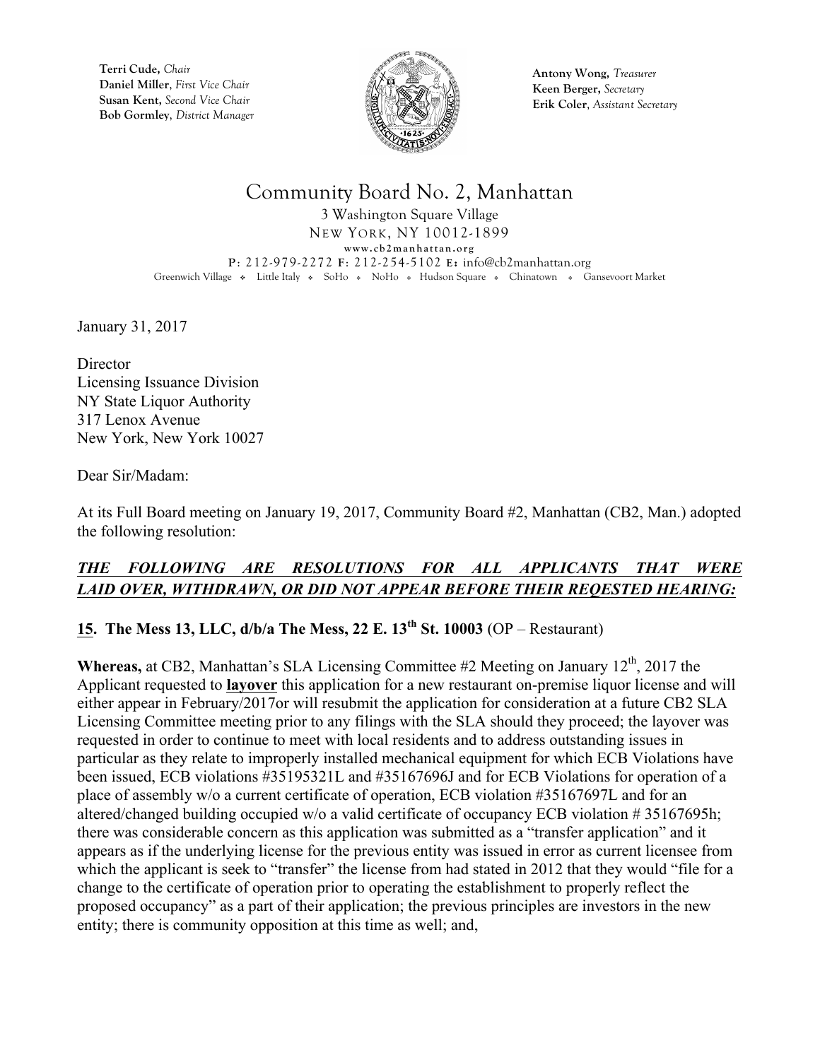Terri Cude, *Chair*
Daniel Miller, *First Vice Chair*
Susan Kent, *Second Vice Chair*
Bob Gormley, *District Manager*

Antony Wong, *Treasurer*
Keen Berger, *Secretary*
Erik Coler, *Assistant Secretary*

# Community Board No. 2, Manhattan

3 Washington Square Village
NEW YORK, NY 10012-1899
www.cb2manhattan.org
P: 212-979-2272 F: 212-254-5102 E: info@cb2manhattan.org
Greenwich Village ❖ Little Italy ❖ SoHo ❖ NoHo ❖ Hudson Square ❖ Chinatown ❖ Gansevoort Market

January 31, 2017

Director
Licensing Issuance Division
NY State Liquor Authority
317 Lenox Avenue
New York, New York 10027

Dear Sir/Madam:

At its Full Board meeting on January 19, 2017, Community Board #2, Manhattan (CB2, Man.) adopted the following resolution:

***THE FOLLOWING ARE RESOLUTIONS FOR ALL APPLICANTS THAT WERE LAID OVER, WITHDRAWN, OR DID NOT APPEAR BEFORE THEIR REQESTED HEARING:***

**15. The Mess 13, LLC, d/b/a The Mess, 22 E. 13th St. 10003** (OP – Restaurant)

**Whereas,** at CB2, Manhattan's SLA Licensing Committee #2 Meeting on January 12th, 2017 the Applicant requested to **layover** this application for a new restaurant on-premise liquor license and will either appear in February/2017or will resubmit the application for consideration at a future CB2 SLA Licensing Committee meeting prior to any filings with the SLA should they proceed; the layover was requested in order to continue to meet with local residents and to address outstanding issues in particular as they relate to improperly installed mechanical equipment for which ECB Violations have been issued, ECB violations #35195321L and #35167696J and for ECB Violations for operation of a place of assembly w/o a current certificate of operation, ECB violation #35167697L and for an altered/changed building occupied w/o a valid certificate of occupancy ECB violation # 35167695h; there was considerable concern as this application was submitted as a "transfer application" and it appears as if the underlying license for the previous entity was issued in error as current licensee from which the applicant is seek to "transfer" the license from had stated in 2012 that they would "file for a change to the certificate of operation prior to operating the establishment to properly reflect the proposed occupancy" as a part of their application; the previous principles are investors in the new entity; there is community opposition at this time as well; and,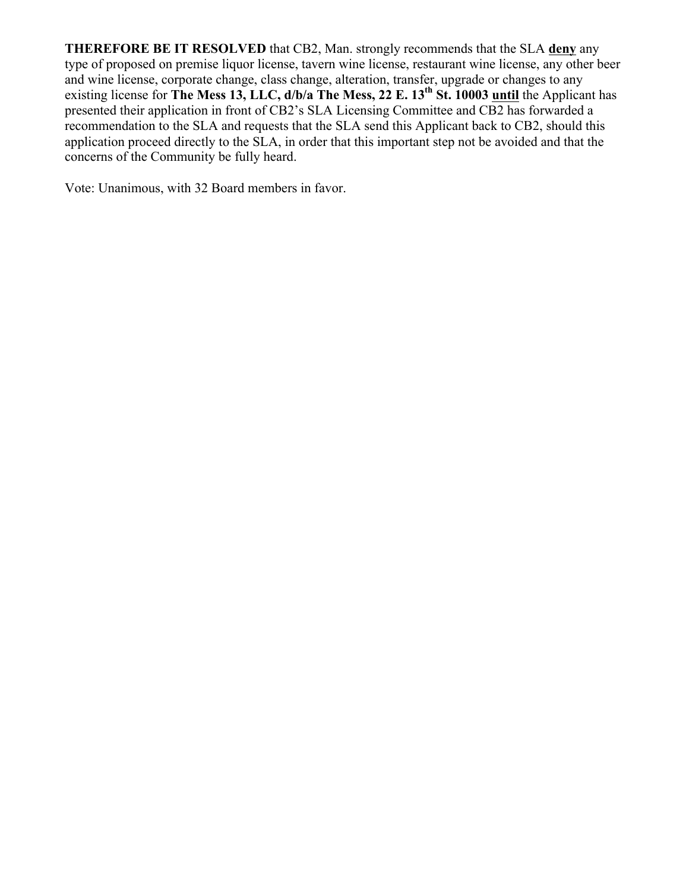**THEREFORE BE IT RESOLVED** that CB2, Man. strongly recommends that the SLA **deny** any type of proposed on premise liquor license, tavern wine license, restaurant wine license, any other beer and wine license, corporate change, class change, alteration, transfer, upgrade or changes to any existing license for **The Mess 13, LLC, d/b/a The Mess, 22 E. 13th St. 10003 until** the Applicant has presented their application in front of CB2's SLA Licensing Committee and CB2 has forwarded a recommendation to the SLA and requests that the SLA send this Applicant back to CB2, should this application proceed directly to the SLA, in order that this important step not be avoided and that the concerns of the Community be fully heard.

Vote: Unanimous, with 32 Board members in favor.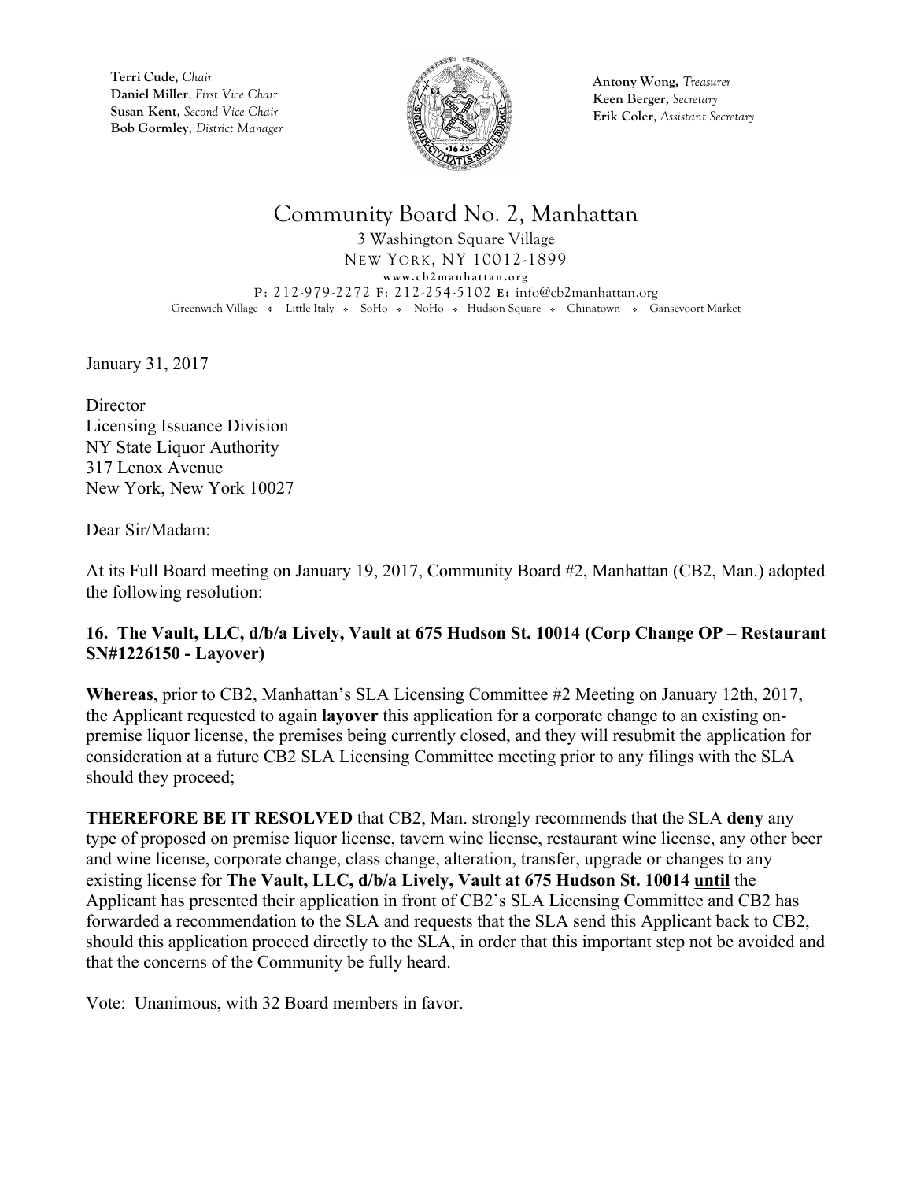**Terri Cude,** *Chair*
**Daniel Miller**, *First Vice Chair*
**Susan Kent,** *Second Vice Chair*
**Bob Gormley**, *District Manager*

**Antony Wong,** *Treasurer*
**Keen Berger,** *Secretary*
**Erik Coler**, *Assistant Secretary*

# Community Board No. 2, Manhattan

3 Washington Square Village
NEW YORK, NY 10012-1899
www.cb2manhattan.org
P: 212-979-2272 F: 212-254-5102 E: info@cb2manhattan.org
Greenwich Village ❖ Little Italy ❖ SoHo ❖ NoHo ❖ Hudson Square ❖ Chinatown ❖ Gansevoort Market

January 31, 2017

Director
Licensing Issuance Division
NY State Liquor Authority
317 Lenox Avenue
New York, New York 10027

Dear Sir/Madam:

At its Full Board meeting on January 19, 2017, Community Board #2, Manhattan (CB2, Man.) adopted the following resolution:

**16. The Vault, LLC, d/b/a Lively, Vault at 675 Hudson St. 10014 (Corp Change OP – Restaurant SN#1226150 - Layover)**

**Whereas**, prior to CB2, Manhattan's SLA Licensing Committee #2 Meeting on January 12th, 2017, the Applicant requested to again **layover** this application for a corporate change to an existing on-premise liquor license, the premises being currently closed, and they will resubmit the application for consideration at a future CB2 SLA Licensing Committee meeting prior to any filings with the SLA should they proceed;

**THEREFORE BE IT RESOLVED** that CB2, Man. strongly recommends that the SLA **deny** any type of proposed on premise liquor license, tavern wine license, restaurant wine license, any other beer and wine license, corporate change, class change, alteration, transfer, upgrade or changes to any existing license for **The Vault, LLC, d/b/a Lively, Vault at 675 Hudson St. 10014** **until** the Applicant has presented their application in front of CB2's SLA Licensing Committee and CB2 has forwarded a recommendation to the SLA and requests that the SLA send this Applicant back to CB2, should this application proceed directly to the SLA, in order that this important step not be avoided and that the concerns of the Community be fully heard.

Vote: Unanimous, with 32 Board members in favor.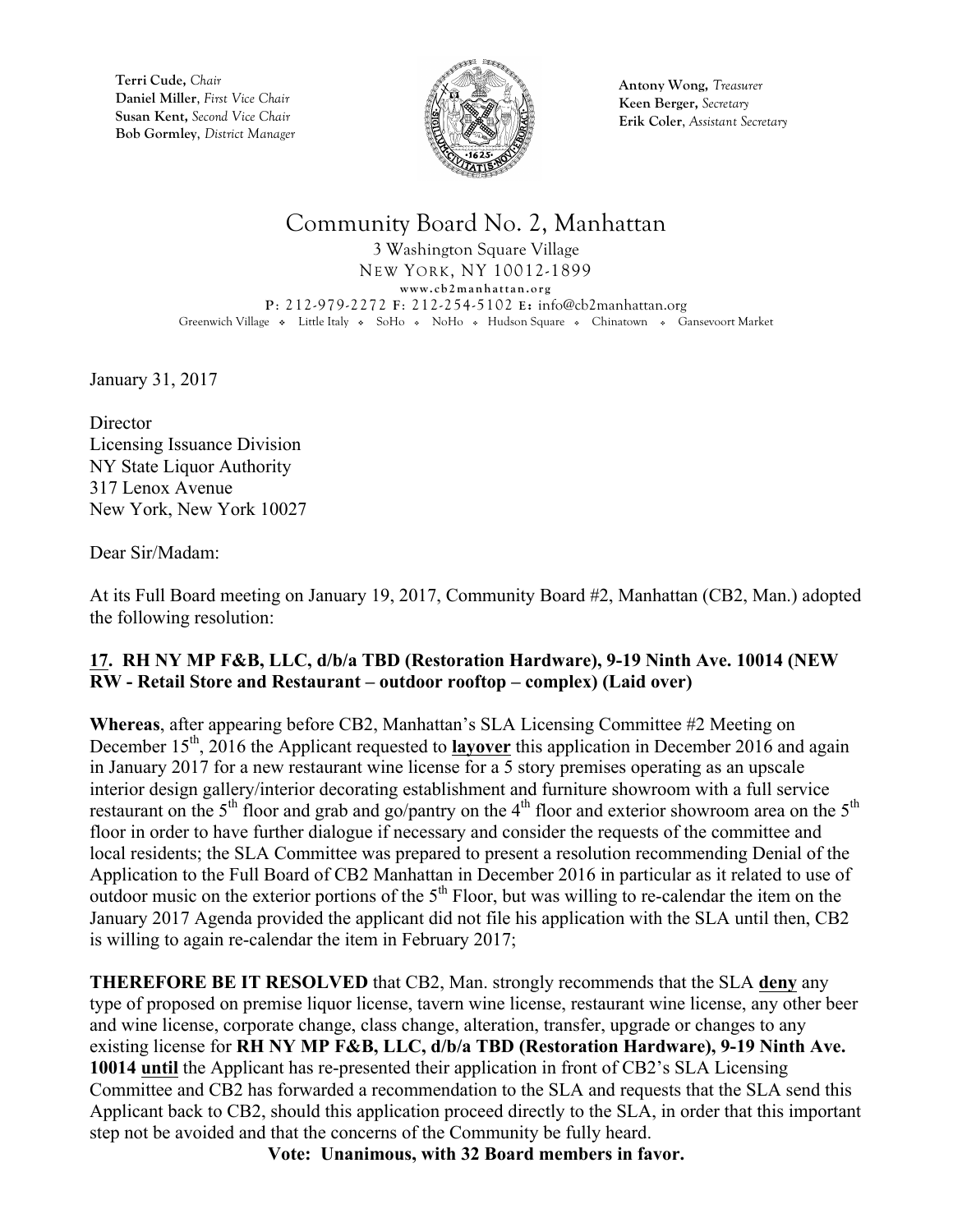**Terri Cude,** *Chair*
**Daniel Miller**, *First Vice Chair*
**Susan Kent,** *Second Vice Chair*
**Bob Gormley**, *District Manager*

**Antony Wong,** *Treasurer*
**Keen Berger,** *Secretary*
**Erik Coler**, *Assistant Secretary*

# Community Board No. 2, Manhattan

3 Washington Square Village
NEW YORK, NY 10012-1899
www.cb2manhattan.org
P: 212-979-2272 F: 212-254-5102 E: info@cb2manhattan.org
Greenwich Village ❖ Little Italy ❖ SoHo ❖ NoHo ❖ Hudson Square ❖ Chinatown ❖ Gansevoort Market

January 31, 2017

Director
Licensing Issuance Division
NY State Liquor Authority
317 Lenox Avenue
New York, New York 10027

Dear Sir/Madam:

At its Full Board meeting on January 19, 2017, Community Board #2, Manhattan (CB2, Man.) adopted the following resolution:

**17. RH NY MP F&B, LLC, d/b/a TBD (Restoration Hardware), 9-19 Ninth Ave. 10014 (NEW RW - Retail Store and Restaurant – outdoor rooftop – complex) (Laid over)**

**Whereas**, after appearing before CB2, Manhattan's SLA Licensing Committee #2 Meeting on December 15th, 2016 the Applicant requested to **layover** this application in December 2016 and again in January 2017 for a new restaurant wine license for a 5 story premises operating as an upscale interior design gallery/interior decorating establishment and furniture showroom with a full service restaurant on the 5th floor and grab and go/pantry on the 4th floor and exterior showroom area on the 5th floor in order to have further dialogue if necessary and consider the requests of the committee and local residents; the SLA Committee was prepared to present a resolution recommending Denial of the Application to the Full Board of CB2 Manhattan in December 2016 in particular as it related to use of outdoor music on the exterior portions of the 5th Floor, but was willing to re-calendar the item on the January 2017 Agenda provided the applicant did not file his application with the SLA until then, CB2 is willing to again re-calendar the item in February 2017;

**THEREFORE BE IT RESOLVED** that CB2, Man. strongly recommends that the SLA **deny** any type of proposed on premise liquor license, tavern wine license, restaurant wine license, any other beer and wine license, corporate change, class change, alteration, transfer, upgrade or changes to any existing license for **RH NY MP F&B, LLC, d/b/a TBD (Restoration Hardware), 9-19 Ninth Ave. 10014 until** the Applicant has re-presented their application in front of CB2's SLA Licensing Committee and CB2 has forwarded a recommendation to the SLA and requests that the SLA send this Applicant back to CB2, should this application proceed directly to the SLA, in order that this important step not be avoided and that the concerns of the Community be fully heard.

**Vote: Unanimous, with 32 Board members in favor.**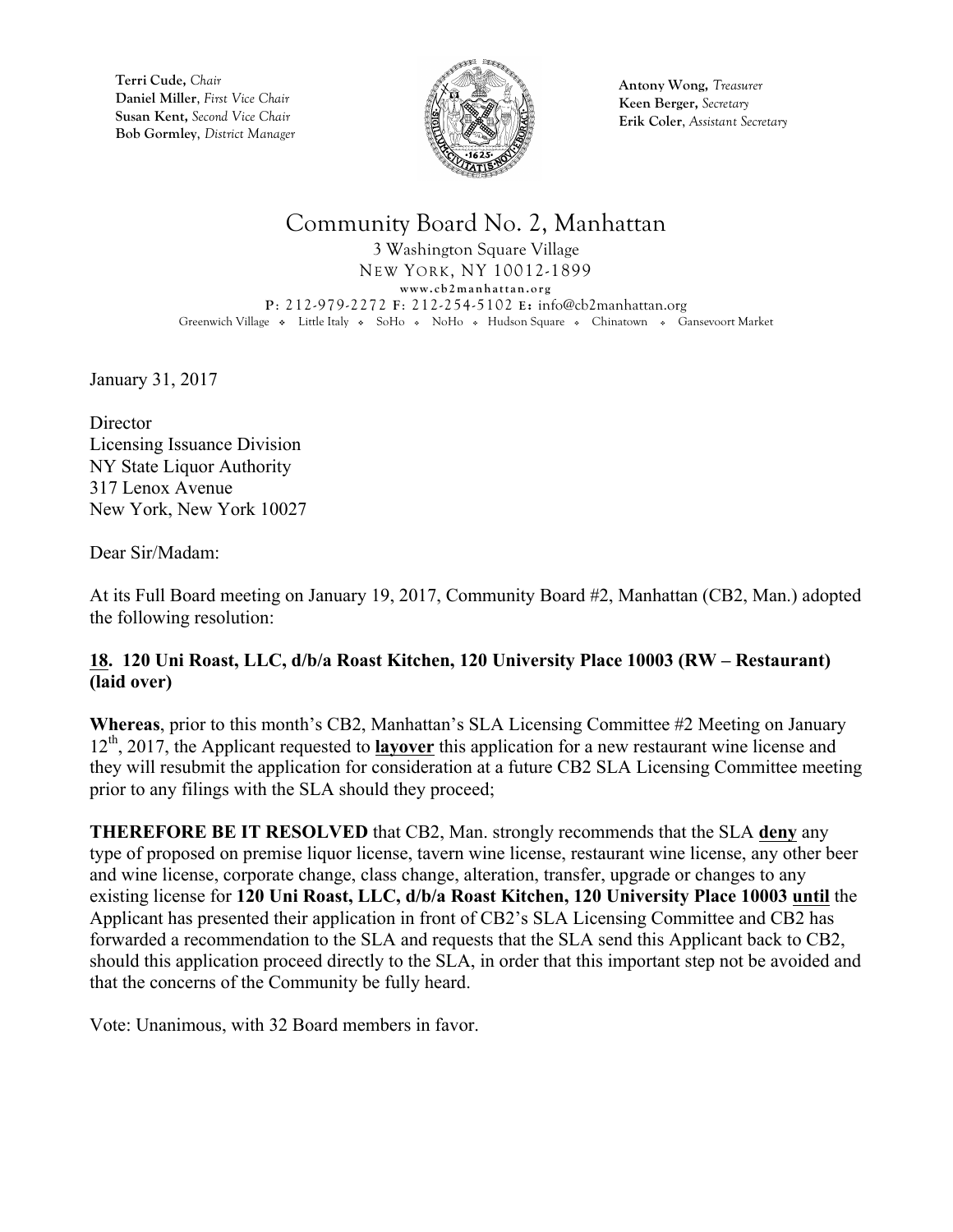Terri Cude, *Chair*
Daniel Miller, *First Vice Chair*
Susan Kent, *Second Vice Chair*
Bob Gormley, *District Manager*

Antony Wong, *Treasurer*
Keen Berger, *Secretary*
Erik Coler, *Assistant Secretary*

# Community Board No. 2, Manhattan

3 Washington Square Village
NEW YORK, NY 10012-1899
www.cb2manhattan.org
P: 212-979-2272 F: 212-254-5102 E: info@cb2manhattan.org
Greenwich Village ❖ Little Italy ❖ SoHo ❖ NoHo ❖ Hudson Square ❖ Chinatown ❖ Gansevoort Market

January 31, 2017

Director
Licensing Issuance Division
NY State Liquor Authority
317 Lenox Avenue
New York, New York 10027

Dear Sir/Madam:

At its Full Board meeting on January 19, 2017, Community Board #2, Manhattan (CB2, Man.) adopted the following resolution:

**18. 120 Uni Roast, LLC, d/b/a Roast Kitchen, 120 University Place 10003 (RW – Restaurant) (laid over)**

**Whereas**, prior to this month's CB2, Manhattan's SLA Licensing Committee #2 Meeting on January 12th, 2017, the Applicant requested to **layover** this application for a new restaurant wine license and they will resubmit the application for consideration at a future CB2 SLA Licensing Committee meeting prior to any filings with the SLA should they proceed;

**THEREFORE BE IT RESOLVED** that CB2, Man. strongly recommends that the SLA **deny** any type of proposed on premise liquor license, tavern wine license, restaurant wine license, any other beer and wine license, corporate change, class change, alteration, transfer, upgrade or changes to any existing license for **120 Uni Roast, LLC, d/b/a Roast Kitchen, 120 University Place 10003 until** the Applicant has presented their application in front of CB2's SLA Licensing Committee and CB2 has forwarded a recommendation to the SLA and requests that the SLA send this Applicant back to CB2, should this application proceed directly to the SLA, in order that this important step not be avoided and that the concerns of the Community be fully heard.

Vote: Unanimous, with 32 Board members in favor.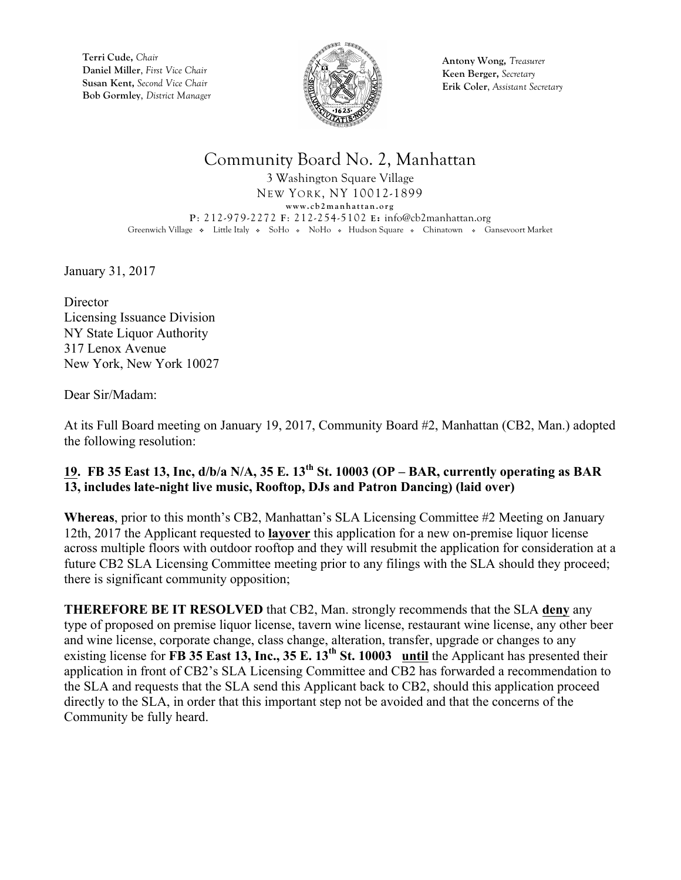**Terri Cude,** *Chair*
**Daniel Miller**, *First Vice Chair*
**Susan Kent,** *Second Vice Chair*
**Bob Gormley**, *District Manager*

**Antony Wong,** *Treasurer*
**Keen Berger,** *Secretary*
**Erik Coler**, *Assistant Secretary*

# Community Board No. 2, Manhattan

3 Washington Square Village
NEW YORK, NY 10012-1899
www.cb2manhattan.org
**P**: 212-979-2272 **F**: 212-254-5102 **E:** info@cb2manhattan.org
Greenwich Village ❖ Little Italy ❖ SoHo ❖ NoHo ❖ Hudson Square ❖ Chinatown ❖ Gansevoort Market

January 31, 2017

Director
Licensing Issuance Division
NY State Liquor Authority
317 Lenox Avenue
New York, New York 10027

Dear Sir/Madam:

At its Full Board meeting on January 19, 2017, Community Board #2, Manhattan (CB2, Man.) adopted the following resolution:

**19. FB 35 East 13, Inc, d/b/a N/A, 35 E. 13th St. 10003 (OP – BAR, currently operating as BAR 13, includes late-night live music, Rooftop, DJs and Patron Dancing) (laid over)**

**Whereas**, prior to this month's CB2, Manhattan's SLA Licensing Committee #2 Meeting on January 12th, 2017 the Applicant requested to **layover** this application for a new on-premise liquor license across multiple floors with outdoor rooftop and they will resubmit the application for consideration at a future CB2 SLA Licensing Committee meeting prior to any filings with the SLA should they proceed; there is significant community opposition;

**THEREFORE BE IT RESOLVED** that CB2, Man. strongly recommends that the SLA **deny** any type of proposed on premise liquor license, tavern wine license, restaurant wine license, any other beer and wine license, corporate change, class change, alteration, transfer, upgrade or changes to any existing license for **FB 35 East 13, Inc., 35 E. 13th St. 10003** **until** the Applicant has presented their application in front of CB2's SLA Licensing Committee and CB2 has forwarded a recommendation to the SLA and requests that the SLA send this Applicant back to CB2, should this application proceed directly to the SLA, in order that this important step not be avoided and that the concerns of the Community be fully heard.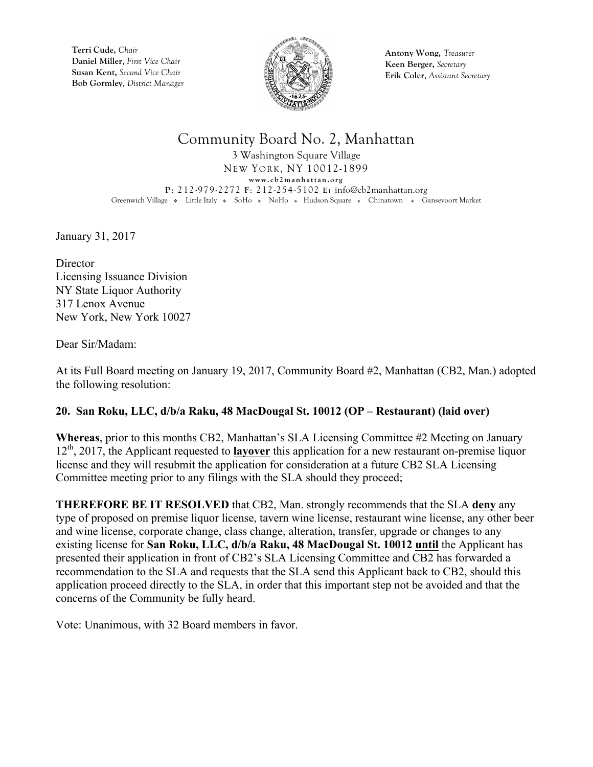Terri Cude, *Chair*
Daniel Miller, *First Vice Chair*
Susan Kent, *Second Vice Chair*
Bob Gormley, *District Manager*

Antony Wong, *Treasurer*
Keen Berger, *Secretary*
Erik Coler, *Assistant Secretary*

# Community Board No. 2, Manhattan

3 Washington Square Village
NEW YORK, NY 10012-1899
www.cb2manhattan.org
P: 212-979-2272 F: 212-254-5102 E: info@cb2manhattan.org
Greenwich Village ❖ Little Italy ❖ SoHo ❖ NoHo ❖ Hudson Square ❖ Chinatown ❖ Gansevoort Market

January 31, 2017

Director
Licensing Issuance Division
NY State Liquor Authority
317 Lenox Avenue
New York, New York 10027

Dear Sir/Madam:

At its Full Board meeting on January 19, 2017, Community Board #2, Manhattan (CB2, Man.) adopted the following resolution:

**20. San Roku, LLC, d/b/a Raku, 48 MacDougal St. 10012 (OP – Restaurant) (laid over)**

**Whereas**, prior to this months CB2, Manhattan's SLA Licensing Committee #2 Meeting on January 12th, 2017, the Applicant requested to **layover** this application for a new restaurant on-premise liquor license and they will resubmit the application for consideration at a future CB2 SLA Licensing Committee meeting prior to any filings with the SLA should they proceed;

**THEREFORE BE IT RESOLVED** that CB2, Man. strongly recommends that the SLA **deny** any type of proposed on premise liquor license, tavern wine license, restaurant wine license, any other beer and wine license, corporate change, class change, alteration, transfer, upgrade or changes to any existing license for **San Roku, LLC, d/b/a Raku, 48 MacDougal St. 10012 until** the Applicant has presented their application in front of CB2's SLA Licensing Committee and CB2 has forwarded a recommendation to the SLA and requests that the SLA send this Applicant back to CB2, should this application proceed directly to the SLA, in order that this important step not be avoided and that the concerns of the Community be fully heard.

Vote: Unanimous, with 32 Board members in favor.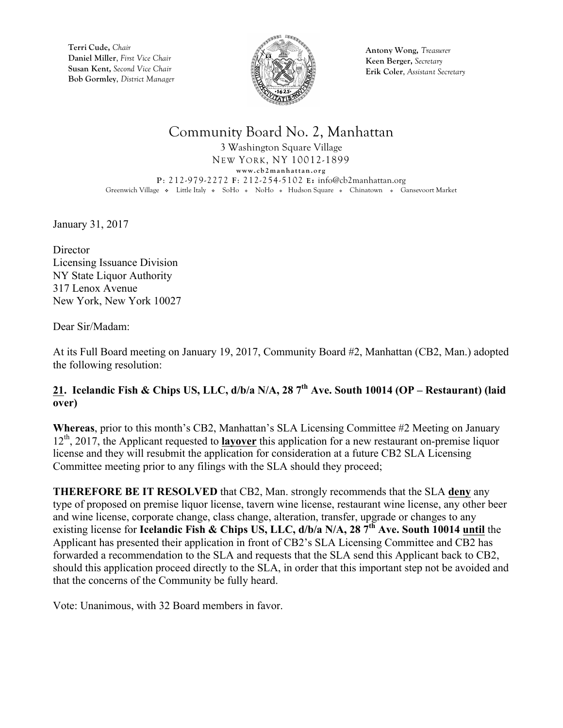**Terri Cude,** *Chair*
**Daniel Miller**, *First Vice Chair*
**Susan Kent,** *Second Vice Chair*
**Bob Gormley**, *District Manager*

**Antony Wong,** *Treasurer*
**Keen Berger,** *Secretary*
**Erik Coler**, *Assistant Secretary*

# Community Board No. 2, Manhattan

3 Washington Square Village
NEW YORK, NY 10012-1899
**www.cb2manhattan.org**
**P**: 212-979-2272 **F**: 212-254-5102 **E**: info@cb2manhattan.org
Greenwich Village ❖ Little Italy ❖ SoHo ❖ NoHo ❖ Hudson Square ❖ Chinatown ❖ Gansevoort Market

January 31, 2017

Director
Licensing Issuance Division
NY State Liquor Authority
317 Lenox Avenue
New York, New York 10027

Dear Sir/Madam:

At its Full Board meeting on January 19, 2017, Community Board #2, Manhattan (CB2, Man.) adopted the following resolution:

**<u>21</u>. Icelandic Fish & Chips US, LLC, d/b/a N/A, 28 7th Ave. South 10014 (OP – Restaurant) (laid over)**

**Whereas**, prior to this month's CB2, Manhattan's SLA Licensing Committee #2 Meeting on January 12th, 2017, the Applicant requested to **<u>layover</u>** this application for a new restaurant on-premise liquor license and they will resubmit the application for consideration at a future CB2 SLA Licensing Committee meeting prior to any filings with the SLA should they proceed;

**THEREFORE BE IT RESOLVED** that CB2, Man. strongly recommends that the SLA **<u>deny</u>** any type of proposed on premise liquor license, tavern wine license, restaurant wine license, any other beer and wine license, corporate change, class change, alteration, transfer, upgrade or changes to any existing license for **Icelandic Fish & Chips US, LLC, d/b/a N/A, 28 7th Ave. South 10014** **<u>until</u>** the Applicant has presented their application in front of CB2's SLA Licensing Committee and CB2 has forwarded a recommendation to the SLA and requests that the SLA send this Applicant back to CB2, should this application proceed directly to the SLA, in order that this important step not be avoided and that the concerns of the Community be fully heard.

Vote: Unanimous, with 32 Board members in favor.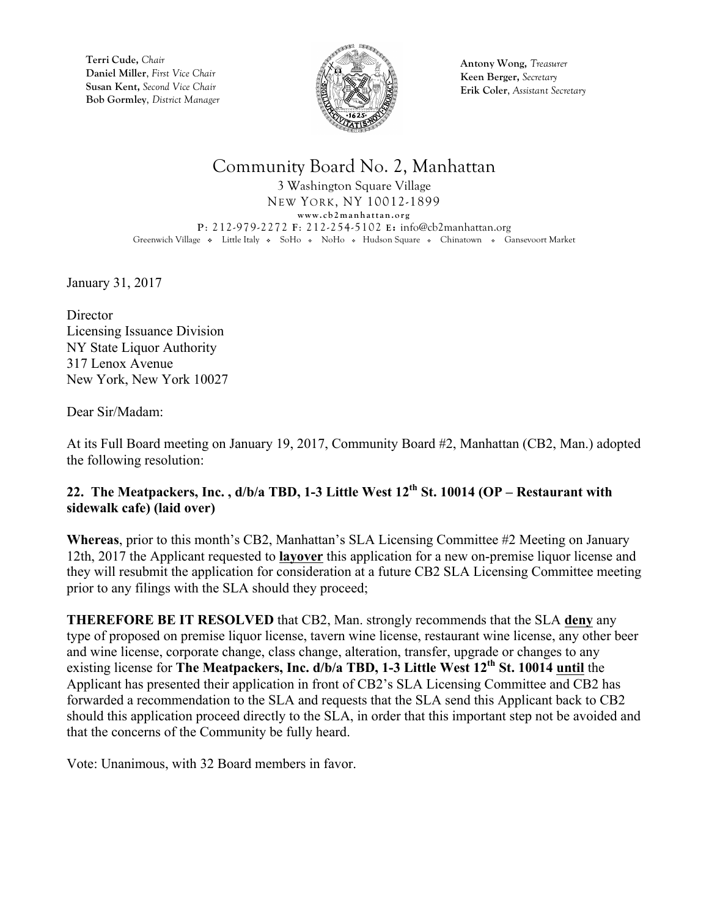Terri Cude, *Chair*
Daniel Miller, *First Vice Chair*
Susan Kent, *Second Vice Chair*
Bob Gormley, *District Manager*

Antony Wong, *Treasurer*
Keen Berger, *Secretary*
Erik Coler, *Assistant Secretary*

# Community Board No. 2, Manhattan

3 Washington Square Village
NEW YORK, NY 10012-1899
www.cb2manhattan.org
P: 212-979-2272 F: 212-254-5102 E: info@cb2manhattan.org
Greenwich Village ❖ Little Italy ❖ SoHo ❖ NoHo ❖ Hudson Square ❖ Chinatown ❖ Gansevoort Market

January 31, 2017

Director
Licensing Issuance Division
NY State Liquor Authority
317 Lenox Avenue
New York, New York 10027

Dear Sir/Madam:

At its Full Board meeting on January 19, 2017, Community Board #2, Manhattan (CB2, Man.) adopted the following resolution:

**22. The Meatpackers, Inc. , d/b/a TBD, 1-3 Little West 12th St. 10014 (OP – Restaurant with sidewalk cafe) (laid over)**

**Whereas**, prior to this month's CB2, Manhattan's SLA Licensing Committee #2 Meeting on January 12th, 2017 the Applicant requested to **layover** this application for a new on-premise liquor license and they will resubmit the application for consideration at a future CB2 SLA Licensing Committee meeting prior to any filings with the SLA should they proceed;

**THEREFORE BE IT RESOLVED** that CB2, Man. strongly recommends that the SLA **deny** any type of proposed on premise liquor license, tavern wine license, restaurant wine license, any other beer and wine license, corporate change, class change, alteration, transfer, upgrade or changes to any existing license for **The Meatpackers, Inc. d/b/a TBD, 1-3 Little West 12th St. 10014 until** the Applicant has presented their application in front of CB2's SLA Licensing Committee and CB2 has forwarded a recommendation to the SLA and requests that the SLA send this Applicant back to CB2 should this application proceed directly to the SLA, in order that this important step not be avoided and that the concerns of the Community be fully heard.

Vote: Unanimous, with 32 Board members in favor.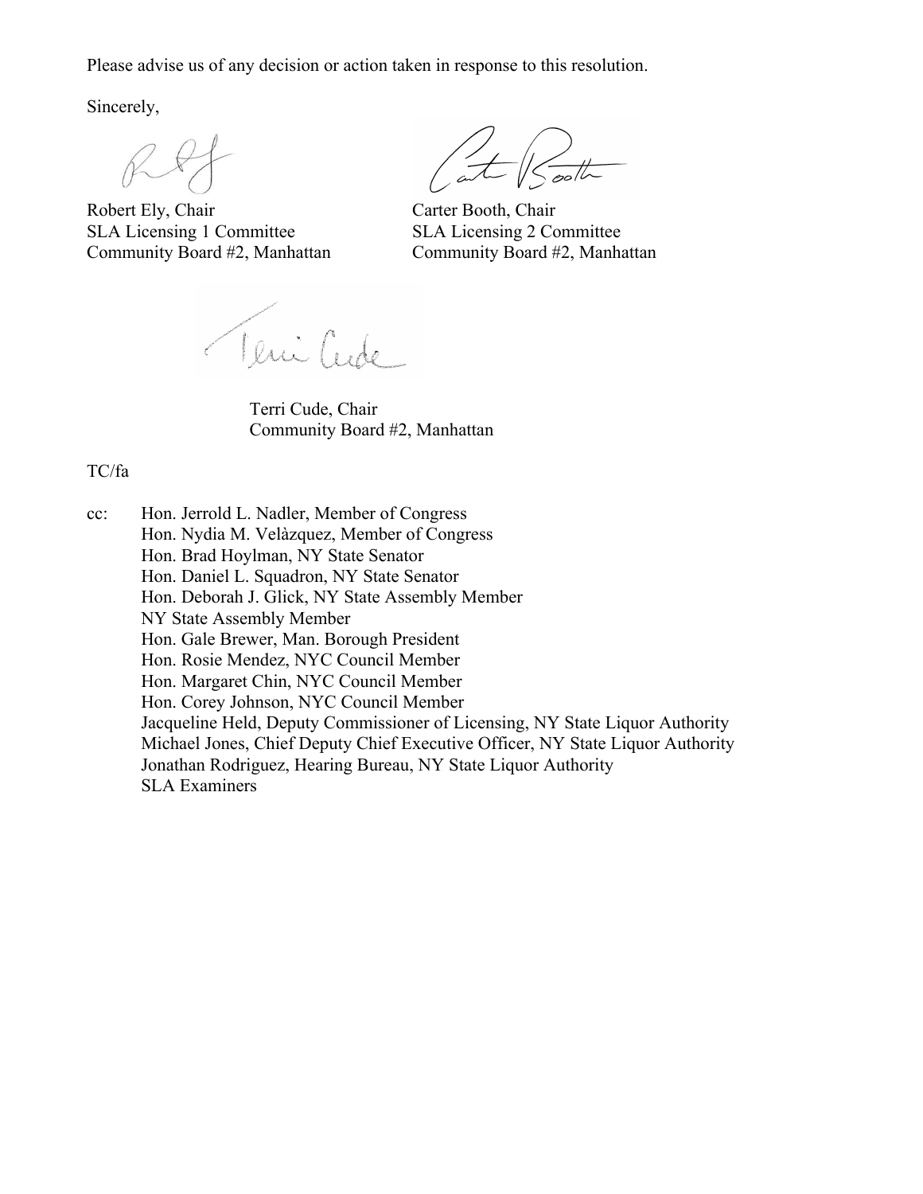Please advise us of any decision or action taken in response to this resolution.

Sincerely,

Robert Ely, Chair
SLA Licensing 1 Committee
Community Board #2, Manhattan

Carter Booth, Chair
SLA Licensing 2 Committee
Community Board #2, Manhattan

Terri Cude, Chair
Community Board #2, Manhattan

TC/fa

cc: Hon. Jerrold L. Nadler, Member of Congress
Hon. Nydia M. Velàzquez, Member of Congress
Hon. Brad Hoylman, NY State Senator
Hon. Daniel L. Squadron, NY State Senator
Hon. Deborah J. Glick, NY State Assembly Member
NY State Assembly Member
Hon. Gale Brewer, Man. Borough President
Hon. Rosie Mendez, NYC Council Member
Hon. Margaret Chin, NYC Council Member
Hon. Corey Johnson, NYC Council Member
Jacqueline Held, Deputy Commissioner of Licensing, NY State Liquor Authority
Michael Jones, Chief Deputy Chief Executive Officer, NY State Liquor Authority
Jonathan Rodriguez, Hearing Bureau, NY State Liquor Authority
SLA Examiners